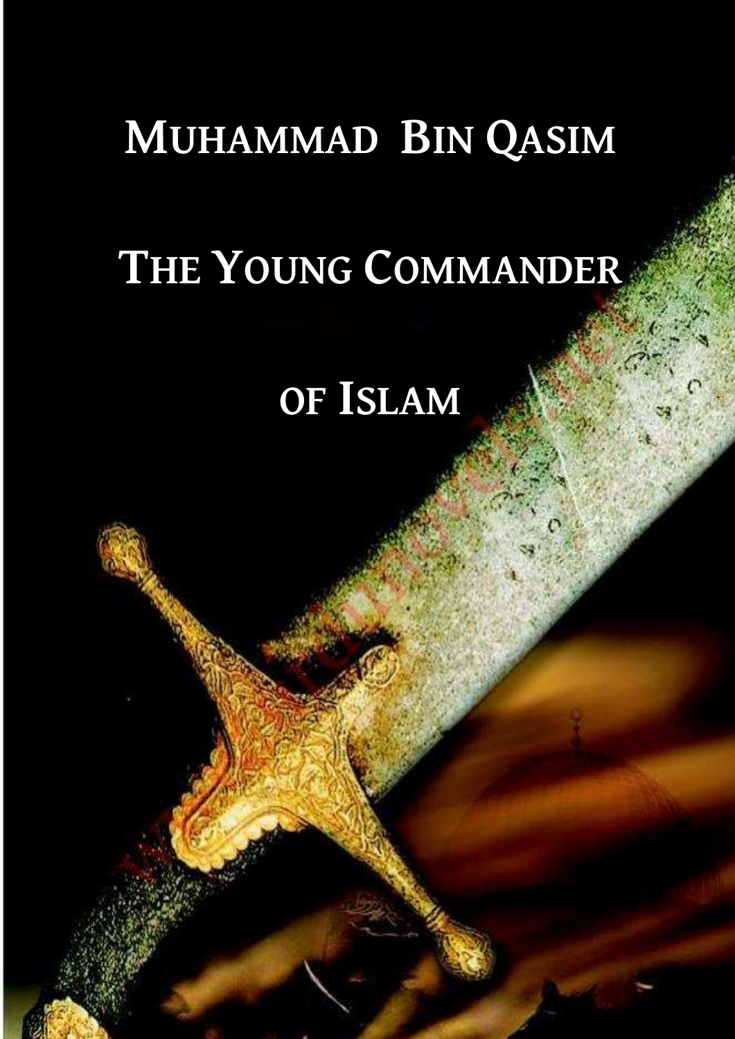# Muhammad Bin Qasim

# The Young Commander of Islam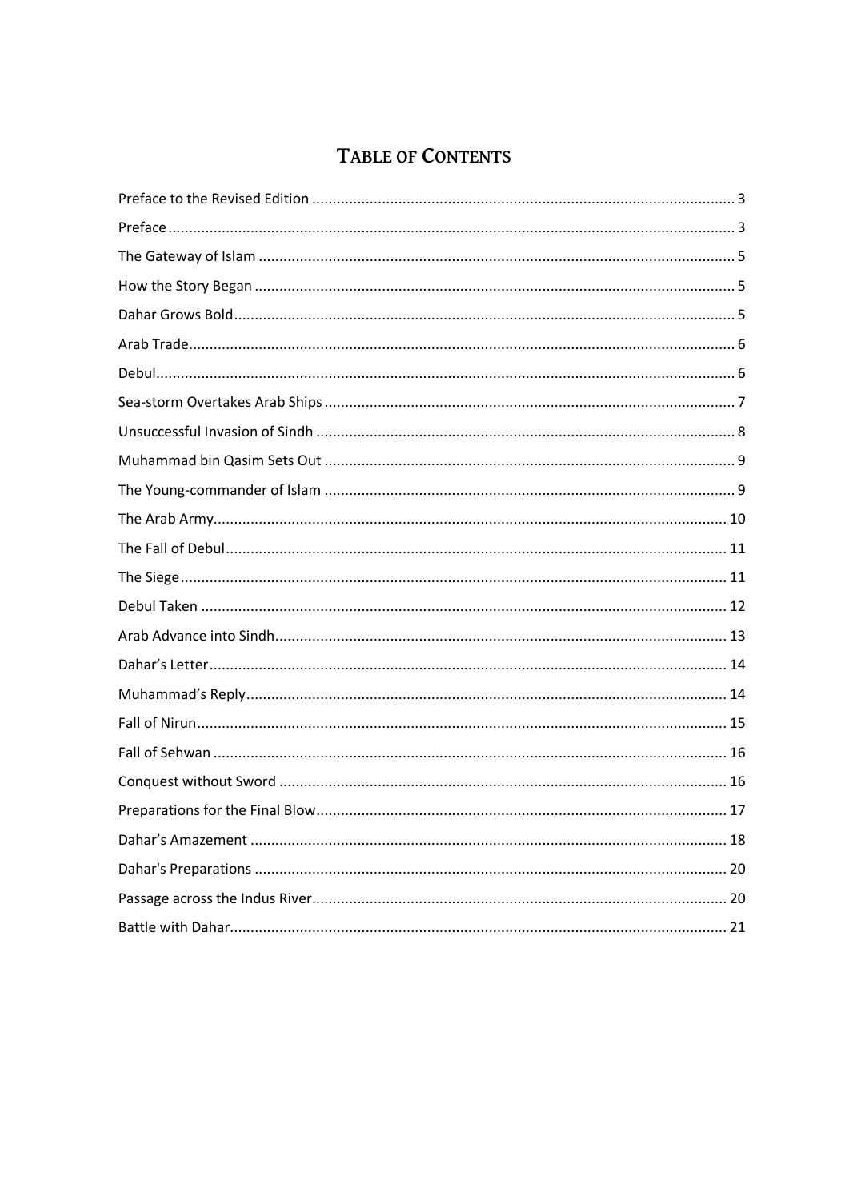# Table of Contents

Preface to the Revised Edition ..... 3
Preface ..... 3
The Gateway of Islam ..... 5
How the Story Began ..... 5
Dahar Grows Bold ..... 5
Arab Trade ..... 6
Debul ..... 6
Sea-storm Overtakes Arab Ships ..... 7
Unsuccessful Invasion of Sindh ..... 8
Muhammad bin Qasim Sets Out ..... 9
The Young-commander of Islam ..... 9
The Arab Army ..... 10
The Fall of Debul ..... 11
The Siege ..... 11
Debul Taken ..... 12
Arab Advance into Sindh ..... 13
Dahar's Letter ..... 14
Muhammad's Reply ..... 14
Fall of Nirun ..... 15
Fall of Sehwan ..... 16
Conquest without Sword ..... 16
Preparations for the Final Blow ..... 17
Dahar's Amazement ..... 18
Dahar's Preparations ..... 20
Passage across the Indus River ..... 20
Battle with Dahar ..... 21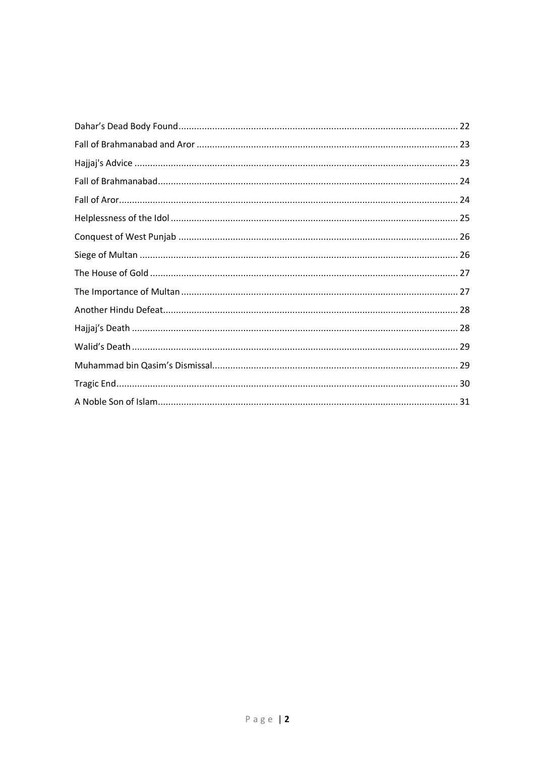Dahar's Dead Body Found ........................................................................................................ 22
Fall of Brahmanabad and Aror .................................................................................................. 23
Hajjaj's Advice ........................................................................................................................ 23
Fall of Brahmanabad................................................................................................................ 24
Fall of Aror............................................................................................................................... 24
Helplessness of the Idol ........................................................................................................... 25
Conquest of West Punjab ......................................................................................................... 26
Siege of Multan ....................................................................................................................... 26
The House of Gold ................................................................................................................... 27
The Importance of Multan ........................................................................................................ 27
Another Hindu Defeat.............................................................................................................. 28
Hajjaj's Death .......................................................................................................................... 28
Walid's Death .......................................................................................................................... 29
Muhammad bin Qasim's Dismissal............................................................................................ 29
Tragic End................................................................................................................................ 30
A Noble Son of Islam................................................................................................................ 31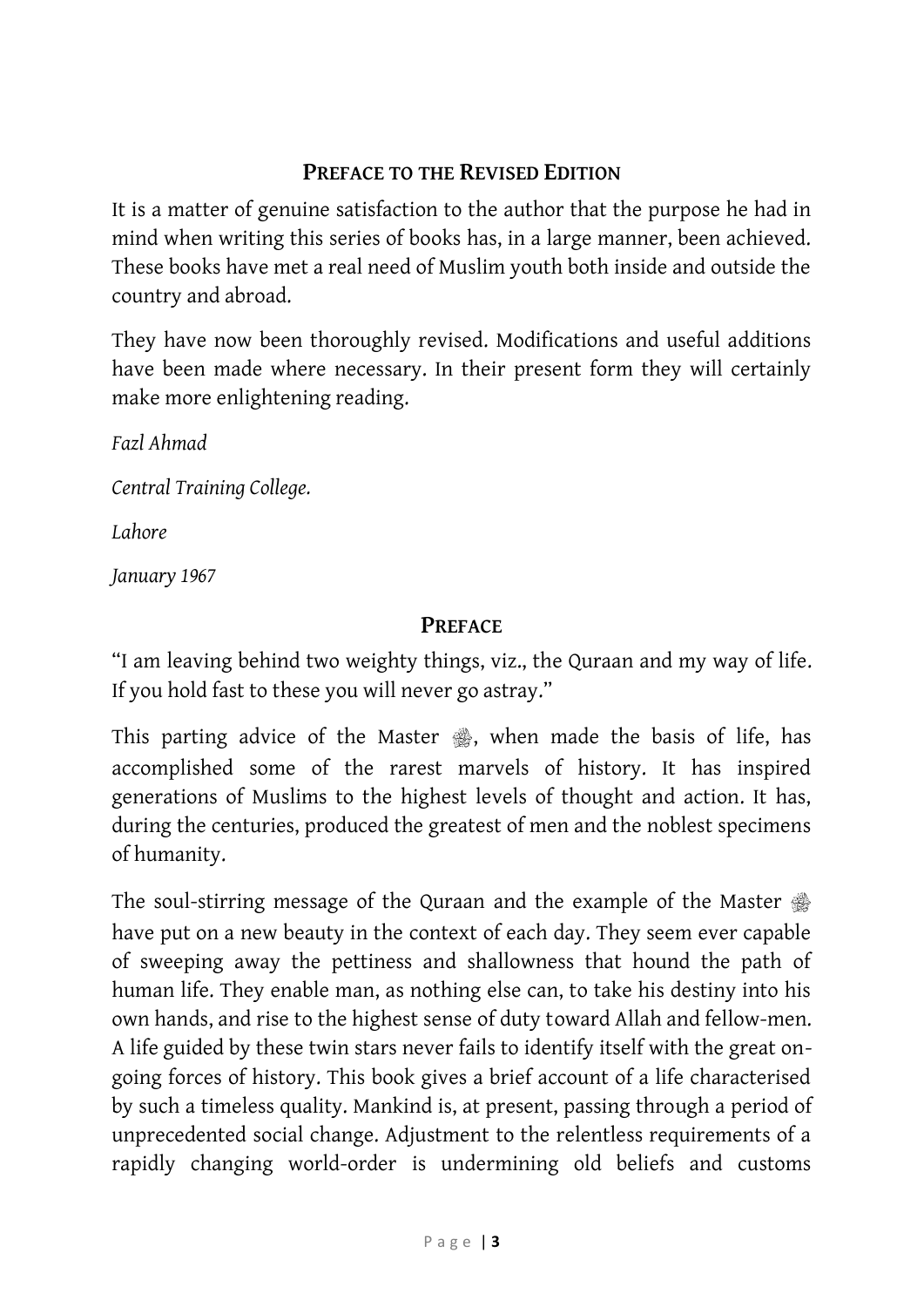## Preface to the Revised Edition

It is a matter of genuine satisfaction to the author that the purpose he had in mind when writing this series of books has, in a large manner, been achieved. These books have met a real need of Muslim youth both inside and outside the country and abroad.

They have now been thoroughly revised. Modifications and useful additions have been made where necessary. In their present form they will certainly make more enlightening reading.

*Fazl Ahmad*

*Central Training College.*

*Lahore*

*January 1967*

## Preface

"I am leaving behind two weighty things, viz., the Quraan and my way of life. If you hold fast to these you will never go astray."

This parting advice of the Master ﷺ, when made the basis of life, has accomplished some of the rarest marvels of history. It has inspired generations of Muslims to the highest levels of thought and action. It has, during the centuries, produced the greatest of men and the noblest specimens of humanity.

The soul-stirring message of the Quraan and the example of the Master ﷺ have put on a new beauty in the context of each day. They seem ever capable of sweeping away the pettiness and shallowness that hound the path of human life. They enable man, as nothing else can, to take his destiny into his own hands, and rise to the highest sense of duty toward Allah and fellow-men. A life guided by these twin stars never fails to identify itself with the great on-going forces of history. This book gives a brief account of a life characterised by such a timeless quality. Mankind is, at present, passing through a period of unprecedented social change. Adjustment to the relentless requirements of a rapidly changing world-order is undermining old beliefs and customs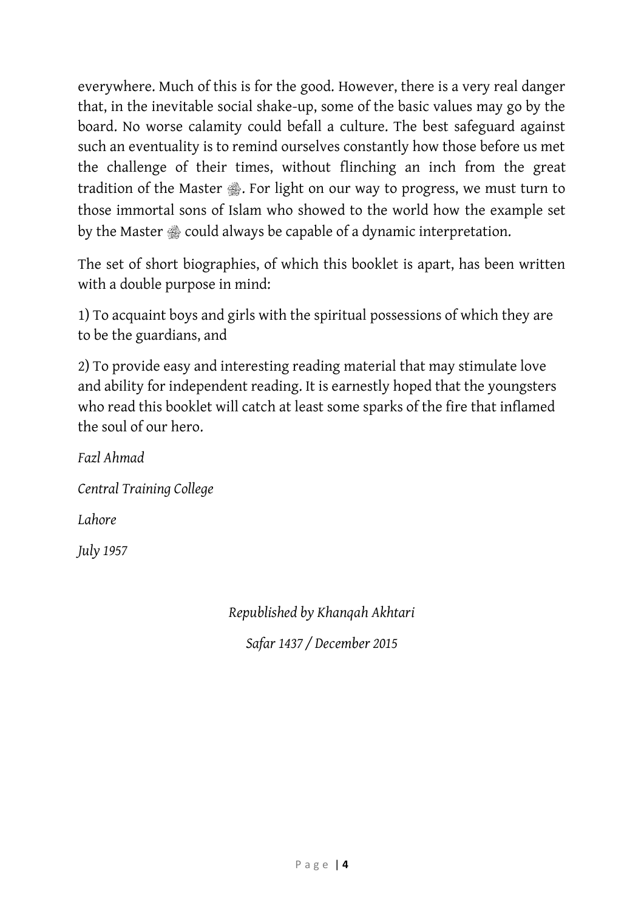everywhere. Much of this is for the good. However, there is a very real danger that, in the inevitable social shake-up, some of the basic values may go by the board. No worse calamity could befall a culture. The best safeguard against such an eventuality is to remind ourselves constantly how those before us met the challenge of their times, without flinching an inch from the great tradition of the Master ﷺ. For light on our way to progress, we must turn to those immortal sons of Islam who showed to the world how the example set by the Master ﷺ could always be capable of a dynamic interpretation.

The set of short biographies, of which this booklet is apart, has been written with a double purpose in mind:

1) To acquaint boys and girls with the spiritual possessions of which they are to be the guardians, and

2) To provide easy and interesting reading material that may stimulate love and ability for independent reading. It is earnestly hoped that the youngsters who read this booklet will catch at least some sparks of the fire that inflamed the soul of our hero.

*Fazl Ahmad*

*Central Training College*

*Lahore*

*July 1957*

*Republished by Khanqah Akhtari*

*Safar 1437 / December 2015*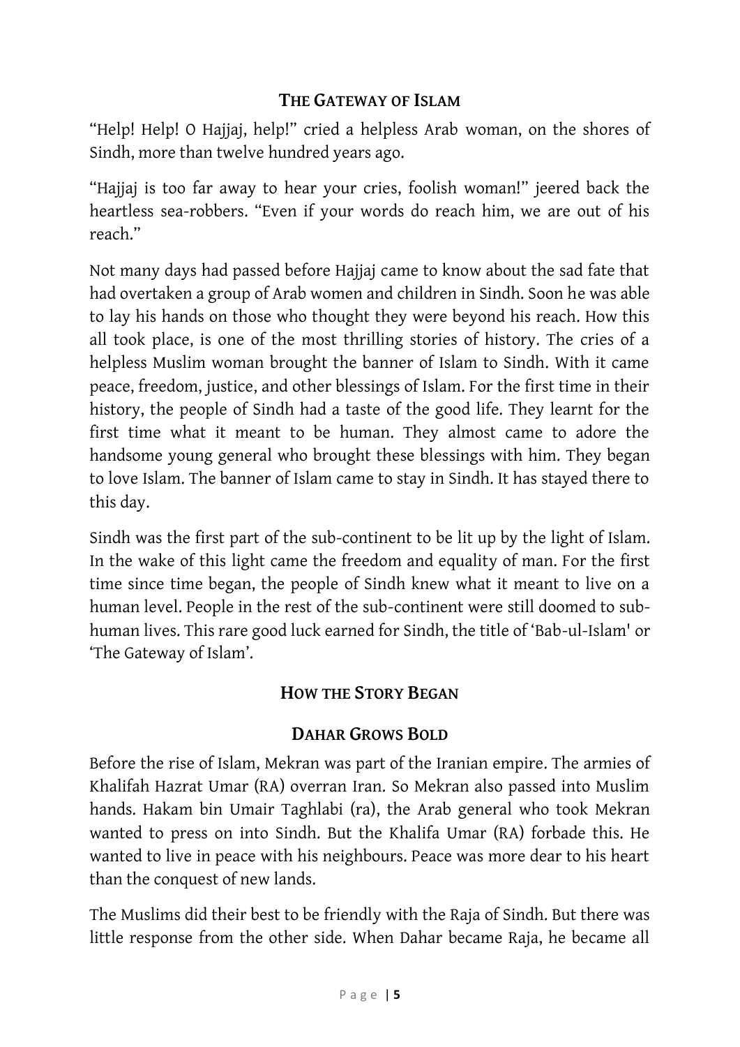## The Gateway of Islam

"Help! Help! O Hajjaj, help!" cried a helpless Arab woman, on the shores of Sindh, more than twelve hundred years ago.

"Hajjaj is too far away to hear your cries, foolish woman!" jeered back the heartless sea-robbers. "Even if your words do reach him, we are out of his reach."

Not many days had passed before Hajjaj came to know about the sad fate that had overtaken a group of Arab women and children in Sindh. Soon he was able to lay his hands on those who thought they were beyond his reach. How this all took place, is one of the most thrilling stories of history. The cries of a helpless Muslim woman brought the banner of Islam to Sindh. With it came peace, freedom, justice, and other blessings of Islam. For the first time in their history, the people of Sindh had a taste of the good life. They learnt for the first time what it meant to be human. They almost came to adore the handsome young general who brought these blessings with him. They began to love Islam. The banner of Islam came to stay in Sindh. It has stayed there to this day.

Sindh was the first part of the sub-continent to be lit up by the light of Islam. In the wake of this light came the freedom and equality of man. For the first time since time began, the people of Sindh knew what it meant to live on a human level. People in the rest of the sub-continent were still doomed to sub-human lives. This rare good luck earned for Sindh, the title of 'Bab-ul-Islam' or 'The Gateway of Islam'.

## How the Story Began

### Dahar Grows Bold

Before the rise of Islam, Mekran was part of the Iranian empire. The armies of Khalifah Hazrat Umar (RA) overran Iran. So Mekran also passed into Muslim hands. Hakam bin Umair Taghlabi (ra), the Arab general who took Mekran wanted to press on into Sindh. But the Khalifa Umar (RA) forbade this. He wanted to live in peace with his neighbours. Peace was more dear to his heart than the conquest of new lands.

The Muslims did their best to be friendly with the Raja of Sindh. But there was little response from the other side. When Dahar became Raja, he became all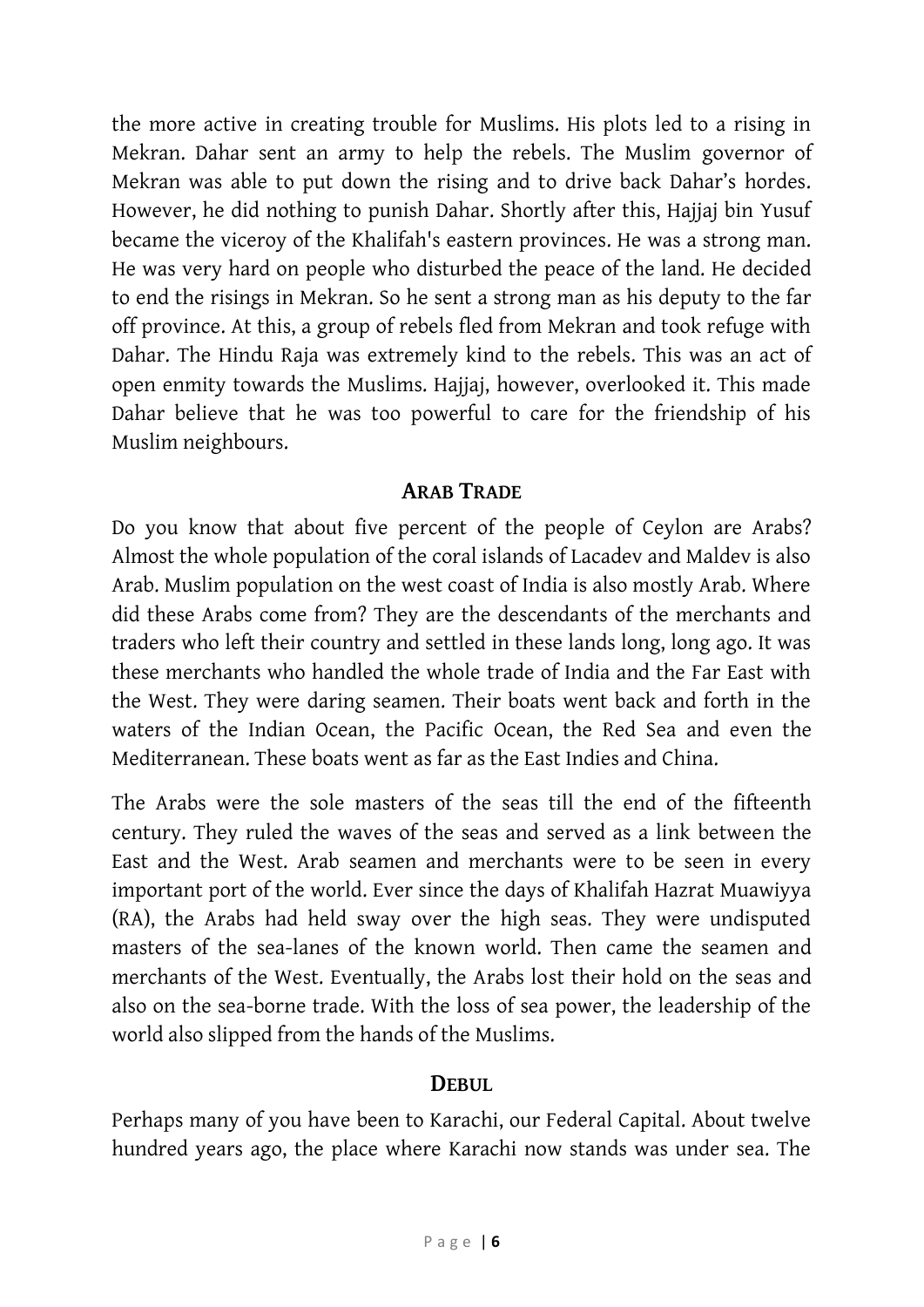the more active in creating trouble for Muslims. His plots led to a rising in Mekran. Dahar sent an army to help the rebels. The Muslim governor of Mekran was able to put down the rising and to drive back Dahar's hordes. However, he did nothing to punish Dahar. Shortly after this, Hajjaj bin Yusuf became the viceroy of the Khalifah's eastern provinces. He was a strong man. He was very hard on people who disturbed the peace of the land. He decided to end the risings in Mekran. So he sent a strong man as his deputy to the far off province. At this, a group of rebels fled from Mekran and took refuge with Dahar. The Hindu Raja was extremely kind to the rebels. This was an act of open enmity towards the Muslims. Hajjaj, however, overlooked it. This made Dahar believe that he was too powerful to care for the friendship of his Muslim neighbours.

## ARAB TRADE

Do you know that about five percent of the people of Ceylon are Arabs? Almost the whole population of the coral islands of Lacadev and Maldev is also Arab. Muslim population on the west coast of India is also mostly Arab. Where did these Arabs come from? They are the descendants of the merchants and traders who left their country and settled in these lands long, long ago. It was these merchants who handled the whole trade of India and the Far East with the West. They were daring seamen. Their boats went back and forth in the waters of the Indian Ocean, the Pacific Ocean, the Red Sea and even the Mediterranean. These boats went as far as the East Indies and China.

The Arabs were the sole masters of the seas till the end of the fifteenth century. They ruled the waves of the seas and served as a link between the East and the West. Arab seamen and merchants were to be seen in every important port of the world. Ever since the days of Khalifah Hazrat Muawiyya (RA), the Arabs had held sway over the high seas. They were undisputed masters of the sea-lanes of the known world. Then came the seamen and merchants of the West. Eventually, the Arabs lost their hold on the seas and also on the sea-borne trade. With the loss of sea power, the leadership of the world also slipped from the hands of the Muslims.

## DEBUL

Perhaps many of you have been to Karachi, our Federal Capital. About twelve hundred years ago, the place where Karachi now stands was under sea. The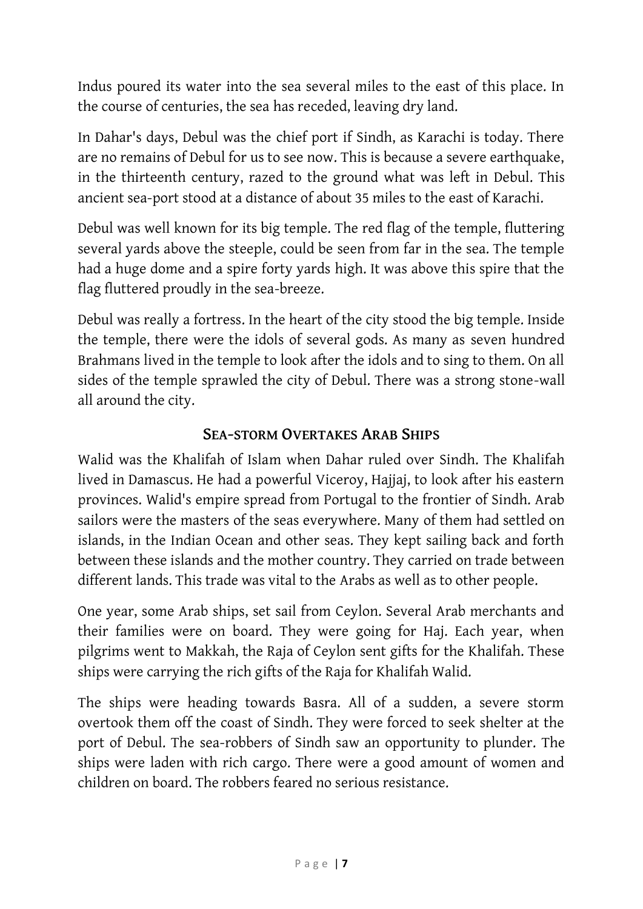Indus poured its water into the sea several miles to the east of this place. In the course of centuries, the sea has receded, leaving dry land.

In Dahar's days, Debul was the chief port if Sindh, as Karachi is today. There are no remains of Debul for us to see now. This is because a severe earthquake, in the thirteenth century, razed to the ground what was left in Debul. This ancient sea-port stood at a distance of about 35 miles to the east of Karachi.

Debul was well known for its big temple. The red flag of the temple, fluttering several yards above the steeple, could be seen from far in the sea. The temple had a huge dome and a spire forty yards high. It was above this spire that the flag fluttered proudly in the sea-breeze.

Debul was really a fortress. In the heart of the city stood the big temple. Inside the temple, there were the idols of several gods. As many as seven hundred Brahmans lived in the temple to look after the idols and to sing to them. On all sides of the temple sprawled the city of Debul. There was a strong stone-wall all around the city.

## Sea-storm Overtakes Arab Ships

Walid was the Khalifah of Islam when Dahar ruled over Sindh. The Khalifah lived in Damascus. He had a powerful Viceroy, Hajjaj, to look after his eastern provinces. Walid's empire spread from Portugal to the frontier of Sindh. Arab sailors were the masters of the seas everywhere. Many of them had settled on islands, in the Indian Ocean and other seas. They kept sailing back and forth between these islands and the mother country. They carried on trade between different lands. This trade was vital to the Arabs as well as to other people.

One year, some Arab ships, set sail from Ceylon. Several Arab merchants and their families were on board. They were going for Haj. Each year, when pilgrims went to Makkah, the Raja of Ceylon sent gifts for the Khalifah. These ships were carrying the rich gifts of the Raja for Khalifah Walid.

The ships were heading towards Basra. All of a sudden, a severe storm overtook them off the coast of Sindh. They were forced to seek shelter at the port of Debul. The sea-robbers of Sindh saw an opportunity to plunder. The ships were laden with rich cargo. There were a good amount of women and children on board. The robbers feared no serious resistance.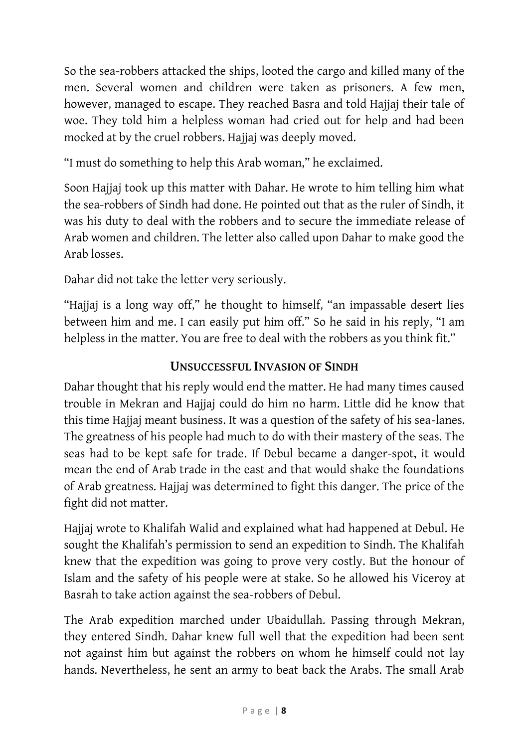So the sea-robbers attacked the ships, looted the cargo and killed many of the men. Several women and children were taken as prisoners. A few men, however, managed to escape. They reached Basra and told Hajjaj their tale of woe. They told him a helpless woman had cried out for help and had been mocked at by the cruel robbers. Hajjaj was deeply moved.

"I must do something to help this Arab woman," he exclaimed.

Soon Hajjaj took up this matter with Dahar. He wrote to him telling him what the sea-robbers of Sindh had done. He pointed out that as the ruler of Sindh, it was his duty to deal with the robbers and to secure the immediate release of Arab women and children. The letter also called upon Dahar to make good the Arab losses.

Dahar did not take the letter very seriously.

"Hajjaj is a long way off," he thought to himself, "an impassable desert lies between him and me. I can easily put him off." So he said in his reply, "I am helpless in the matter. You are free to deal with the robbers as you think fit."

## Unsuccessful Invasion of Sindh

Dahar thought that his reply would end the matter. He had many times caused trouble in Mekran and Hajjaj could do him no harm. Little did he know that this time Hajjaj meant business. It was a question of the safety of his sea-lanes. The greatness of his people had much to do with their mastery of the seas. The seas had to be kept safe for trade. If Debul became a danger-spot, it would mean the end of Arab trade in the east and that would shake the foundations of Arab greatness. Hajjaj was determined to fight this danger. The price of the fight did not matter.

Hajjaj wrote to Khalifah Walid and explained what had happened at Debul. He sought the Khalifah's permission to send an expedition to Sindh. The Khalifah knew that the expedition was going to prove very costly. But the honour of Islam and the safety of his people were at stake. So he allowed his Viceroy at Basrah to take action against the sea-robbers of Debul.

The Arab expedition marched under Ubaidullah. Passing through Mekran, they entered Sindh. Dahar knew full well that the expedition had been sent not against him but against the robbers on whom he himself could not lay hands. Nevertheless, he sent an army to beat back the Arabs. The small Arab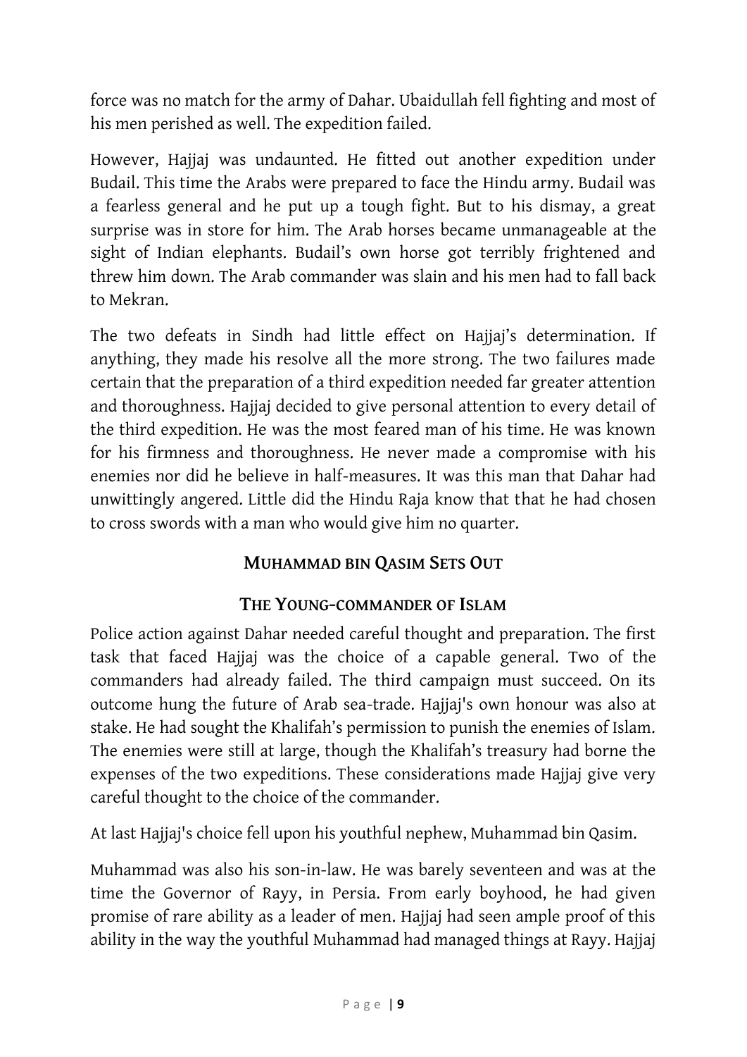force was no match for the army of Dahar. Ubaidullah fell fighting and most of his men perished as well. The expedition failed.

However, Hajjaj was undaunted. He fitted out another expedition under Budail. This time the Arabs were prepared to face the Hindu army. Budail was a fearless general and he put up a tough fight. But to his dismay, a great surprise was in store for him. The Arab horses became unmanageable at the sight of Indian elephants. Budail's own horse got terribly frightened and threw him down. The Arab commander was slain and his men had to fall back to Mekran.

The two defeats in Sindh had little effect on Hajjaj's determination. If anything, they made his resolve all the more strong. The two failures made certain that the preparation of a third expedition needed far greater attention and thoroughness. Hajjaj decided to give personal attention to every detail of the third expedition. He was the most feared man of his time. He was known for his firmness and thoroughness. He never made a compromise with his enemies nor did he believe in half-measures. It was this man that Dahar had unwittingly angered. Little did the Hindu Raja know that that he had chosen to cross swords with a man who would give him no quarter.

## MUHAMMAD BIN QASIM SETS OUT

### THE YOUNG-COMMANDER OF ISLAM

Police action against Dahar needed careful thought and preparation. The first task that faced Hajjaj was the choice of a capable general. Two of the commanders had already failed. The third campaign must succeed. On its outcome hung the future of Arab sea-trade. Hajjaj's own honour was also at stake. He had sought the Khalifah's permission to punish the enemies of Islam. The enemies were still at large, though the Khalifah's treasury had borne the expenses of the two expeditions. These considerations made Hajjaj give very careful thought to the choice of the commander.

At last Hajjaj's choice fell upon his youthful nephew, Muhammad bin Qasim.

Muhammad was also his son-in-law. He was barely seventeen and was at the time the Governor of Rayy, in Persia. From early boyhood, he had given promise of rare ability as a leader of men. Hajjaj had seen ample proof of this ability in the way the youthful Muhammad had managed things at Rayy. Hajjaj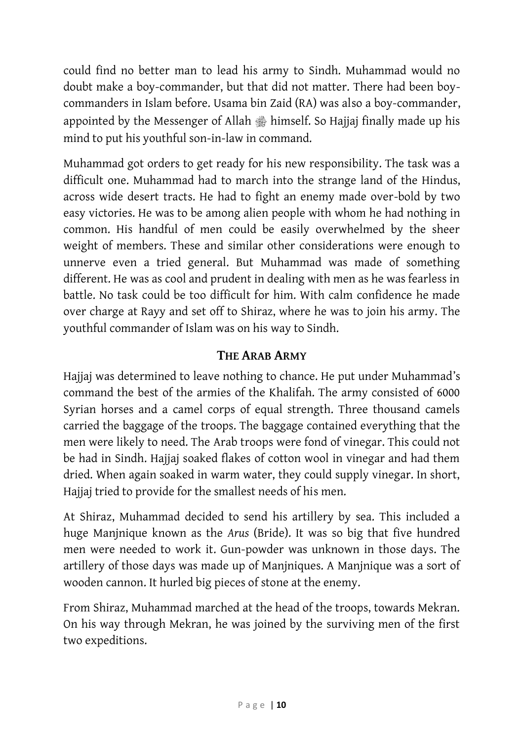could find no better man to lead his army to Sindh. Muhammad would no doubt make a boy-commander, but that did not matter. There had been boy-commanders in Islam before. Usama bin Zaid (RA) was also a boy-commander, appointed by the Messenger of Allah ﷺ himself. So Hajjaj finally made up his mind to put his youthful son-in-law in command.

Muhammad got orders to get ready for his new responsibility. The task was a difficult one. Muhammad had to march into the strange land of the Hindus, across wide desert tracts. He had to fight an enemy made over-bold by two easy victories. He was to be among alien people with whom he had nothing in common. His handful of men could be easily overwhelmed by the sheer weight of members. These and similar other considerations were enough to unnerve even a tried general. But Muhammad was made of something different. He was as cool and prudent in dealing with men as he was fearless in battle. No task could be too difficult for him. With calm confidence he made over charge at Rayy and set off to Shiraz, where he was to join his army. The youthful commander of Islam was on his way to Sindh.

## The Arab Army

Hajjaj was determined to leave nothing to chance. He put under Muhammad's command the best of the armies of the Khalifah. The army consisted of 6000 Syrian horses and a camel corps of equal strength. Three thousand camels carried the baggage of the troops. The baggage contained everything that the men were likely to need. The Arab troops were fond of vinegar. This could not be had in Sindh. Hajjaj soaked flakes of cotton wool in vinegar and had them dried. When again soaked in warm water, they could supply vinegar. In short, Hajjaj tried to provide for the smallest needs of his men.

At Shiraz, Muhammad decided to send his artillery by sea. This included a huge Manjnique known as the *Arus* (Bride). It was so big that five hundred men were needed to work it. Gun-powder was unknown in those days. The artillery of those days was made up of Manjniques. A Manjnique was a sort of wooden cannon. It hurled big pieces of stone at the enemy.

From Shiraz, Muhammad marched at the head of the troops, towards Mekran. On his way through Mekran, he was joined by the surviving men of the first two expeditions.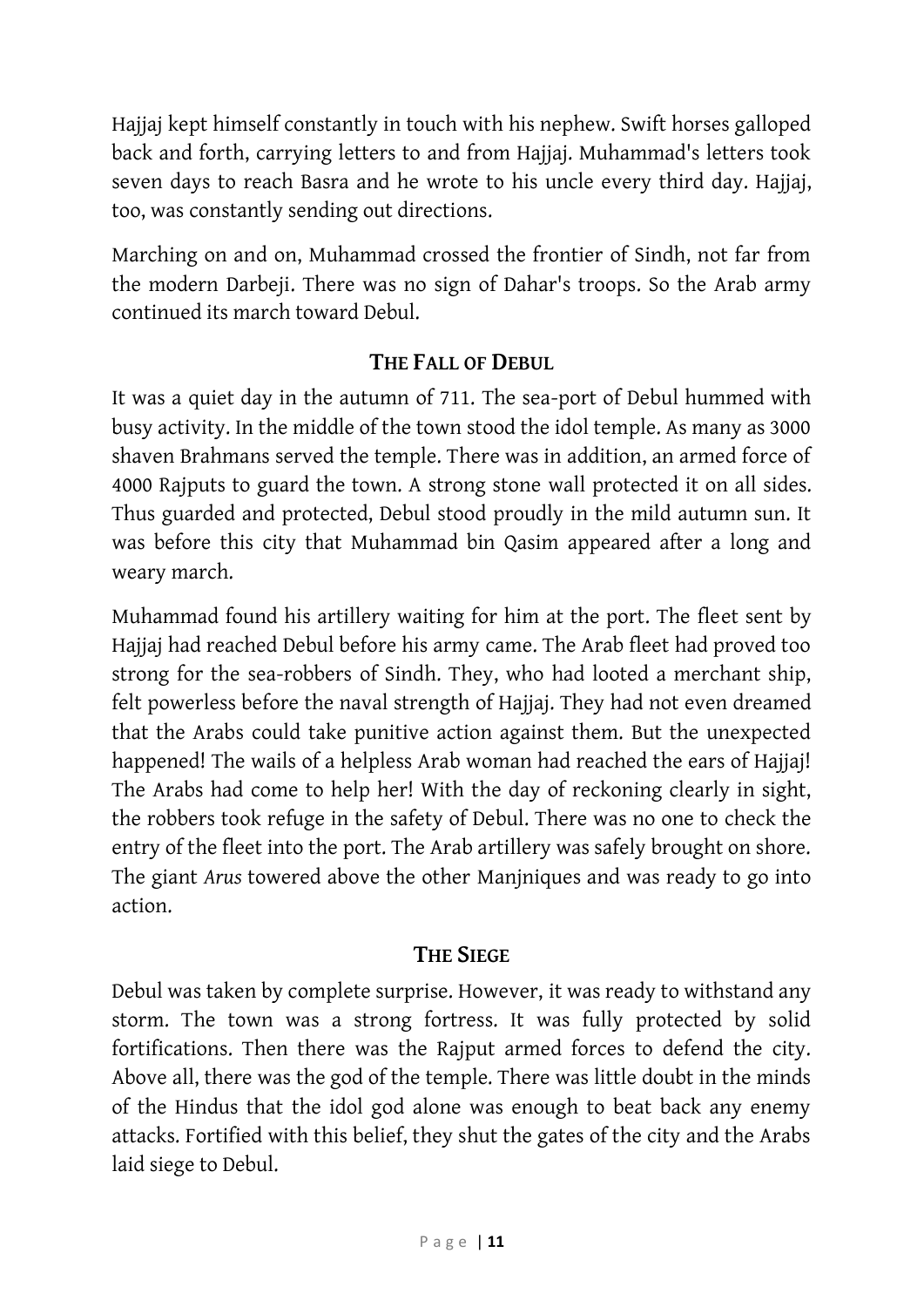Hajjaj kept himself constantly in touch with his nephew. Swift horses galloped back and forth, carrying letters to and from Hajjaj. Muhammad's letters took seven days to reach Basra and he wrote to his uncle every third day. Hajjaj, too, was constantly sending out directions.

Marching on and on, Muhammad crossed the frontier of Sindh, not far from the modern Darbeji. There was no sign of Dahar's troops. So the Arab army continued its march toward Debul.

## THE FALL OF DEBUL

It was a quiet day in the autumn of 711. The sea-port of Debul hummed with busy activity. In the middle of the town stood the idol temple. As many as 3000 shaven Brahmans served the temple. There was in addition, an armed force of 4000 Rajputs to guard the town. A strong stone wall protected it on all sides. Thus guarded and protected, Debul stood proudly in the mild autumn sun. It was before this city that Muhammad bin Qasim appeared after a long and weary march.

Muhammad found his artillery waiting for him at the port. The fleet sent by Hajjaj had reached Debul before his army came. The Arab fleet had proved too strong for the sea-robbers of Sindh. They, who had looted a merchant ship, felt powerless before the naval strength of Hajjaj. They had not even dreamed that the Arabs could take punitive action against them. But the unexpected happened! The wails of a helpless Arab woman had reached the ears of Hajjaj! The Arabs had come to help her! With the day of reckoning clearly in sight, the robbers took refuge in the safety of Debul. There was no one to check the entry of the fleet into the port. The Arab artillery was safely brought on shore. The giant *Arus* towered above the other Manjniques and was ready to go into action.

## THE SIEGE

Debul was taken by complete surprise. However, it was ready to withstand any storm. The town was a strong fortress. It was fully protected by solid fortifications. Then there was the Rajput armed forces to defend the city. Above all, there was the god of the temple. There was little doubt in the minds of the Hindus that the idol god alone was enough to beat back any enemy attacks. Fortified with this belief, they shut the gates of the city and the Arabs laid siege to Debul.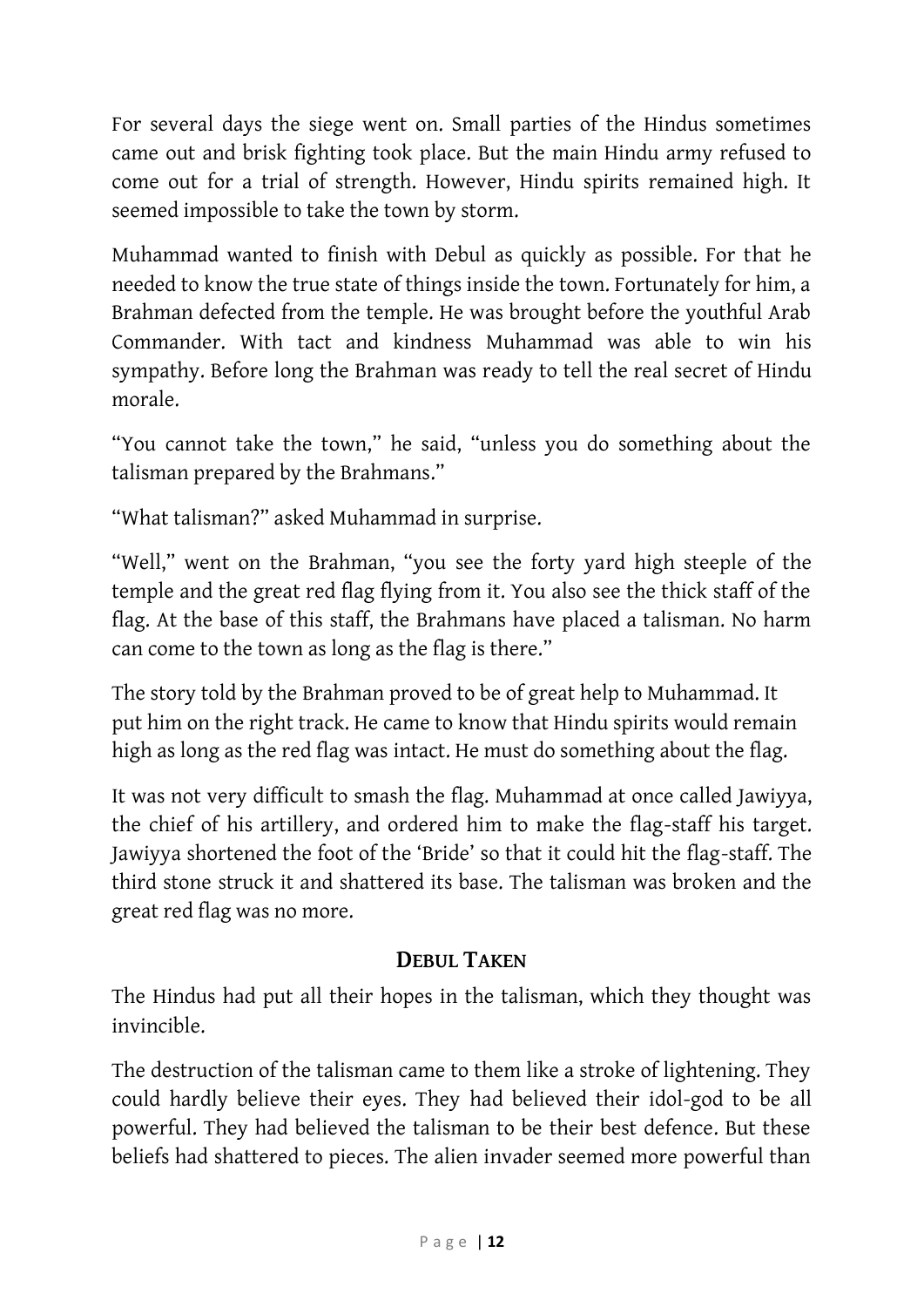For several days the siege went on. Small parties of the Hindus sometimes came out and brisk fighting took place. But the main Hindu army refused to come out for a trial of strength. However, Hindu spirits remained high. It seemed impossible to take the town by storm.

Muhammad wanted to finish with Debul as quickly as possible. For that he needed to know the true state of things inside the town. Fortunately for him, a Brahman defected from the temple. He was brought before the youthful Arab Commander. With tact and kindness Muhammad was able to win his sympathy. Before long the Brahman was ready to tell the real secret of Hindu morale.

"You cannot take the town," he said, "unless you do something about the talisman prepared by the Brahmans."

"What talisman?" asked Muhammad in surprise.

"Well," went on the Brahman, "you see the forty yard high steeple of the temple and the great red flag flying from it. You also see the thick staff of the flag. At the base of this staff, the Brahmans have placed a talisman. No harm can come to the town as long as the flag is there."

The story told by the Brahman proved to be of great help to Muhammad. It put him on the right track. He came to know that Hindu spirits would remain high as long as the red flag was intact. He must do something about the flag.

It was not very difficult to smash the flag. Muhammad at once called Jawiyya, the chief of his artillery, and ordered him to make the flag-staff his target. Jawiyya shortened the foot of the 'Bride' so that it could hit the flag-staff. The third stone struck it and shattered its base. The talisman was broken and the great red flag was no more.

## DEBUL TAKEN

The Hindus had put all their hopes in the talisman, which they thought was invincible.

The destruction of the talisman came to them like a stroke of lightening. They could hardly believe their eyes. They had believed their idol-god to be all powerful. They had believed the talisman to be their best defence. But these beliefs had shattered to pieces. The alien invader seemed more powerful than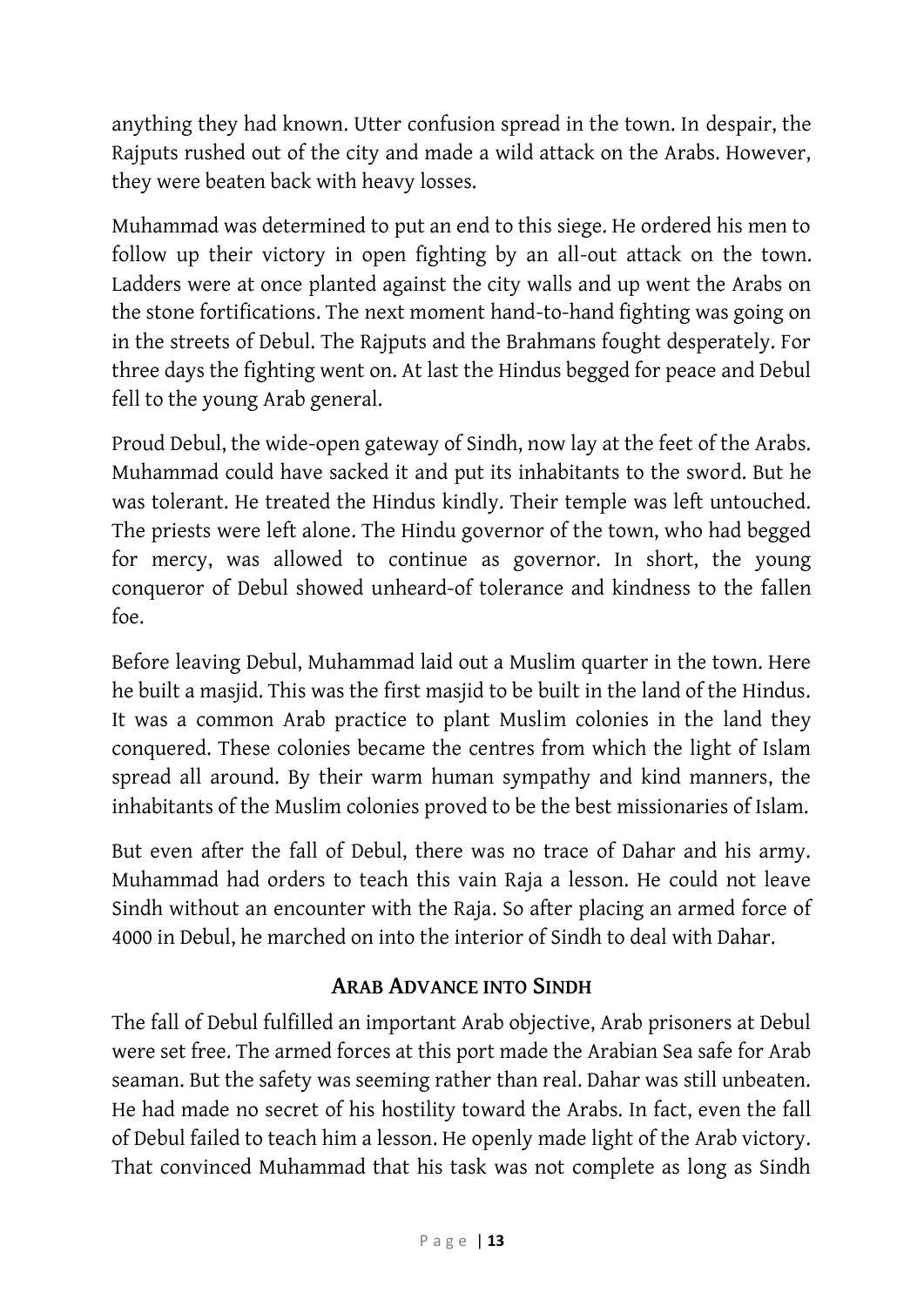anything they had known. Utter confusion spread in the town. In despair, the Rajputs rushed out of the city and made a wild attack on the Arabs. However, they were beaten back with heavy losses.

Muhammad was determined to put an end to this siege. He ordered his men to follow up their victory in open fighting by an all-out attack on the town. Ladders were at once planted against the city walls and up went the Arabs on the stone fortifications. The next moment hand-to-hand fighting was going on in the streets of Debul. The Rajputs and the Brahmans fought desperately. For three days the fighting went on. At last the Hindus begged for peace and Debul fell to the young Arab general.

Proud Debul, the wide-open gateway of Sindh, now lay at the feet of the Arabs. Muhammad could have sacked it and put its inhabitants to the sword. But he was tolerant. He treated the Hindus kindly. Their temple was left untouched. The priests were left alone. The Hindu governor of the town, who had begged for mercy, was allowed to continue as governor. In short, the young conqueror of Debul showed unheard-of tolerance and kindness to the fallen foe.

Before leaving Debul, Muhammad laid out a Muslim quarter in the town. Here he built a masjid. This was the first masjid to be built in the land of the Hindus. It was a common Arab practice to plant Muslim colonies in the land they conquered. These colonies became the centres from which the light of Islam spread all around. By their warm human sympathy and kind manners, the inhabitants of the Muslim colonies proved to be the best missionaries of Islam.

But even after the fall of Debul, there was no trace of Dahar and his army. Muhammad had orders to teach this vain Raja a lesson. He could not leave Sindh without an encounter with the Raja. So after placing an armed force of 4000 in Debul, he marched on into the interior of Sindh to deal with Dahar.

## Arab Advance into Sindh

The fall of Debul fulfilled an important Arab objective, Arab prisoners at Debul were set free. The armed forces at this port made the Arabian Sea safe for Arab seaman. But the safety was seeming rather than real. Dahar was still unbeaten. He had made no secret of his hostility toward the Arabs. In fact, even the fall of Debul failed to teach him a lesson. He openly made light of the Arab victory. That convinced Muhammad that his task was not complete as long as Sindh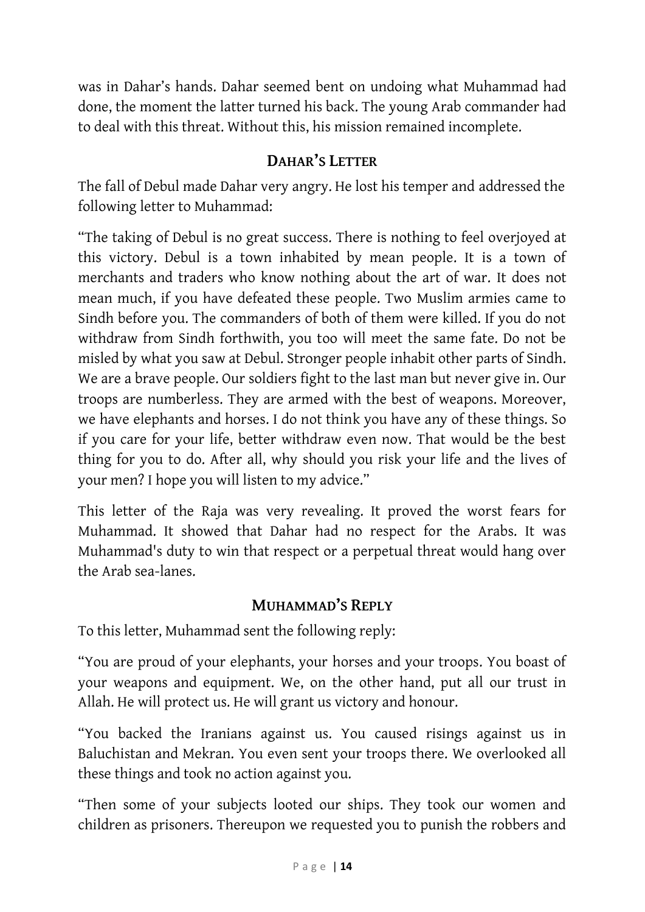was in Dahar's hands. Dahar seemed bent on undoing what Muhammad had done, the moment the latter turned his back. The young Arab commander had to deal with this threat. Without this, his mission remained incomplete.

## DAHAR'S LETTER

The fall of Debul made Dahar very angry. He lost his temper and addressed the following letter to Muhammad:

"The taking of Debul is no great success. There is nothing to feel overjoyed at this victory. Debul is a town inhabited by mean people. It is a town of merchants and traders who know nothing about the art of war. It does not mean much, if you have defeated these people. Two Muslim armies came to Sindh before you. The commanders of both of them were killed. If you do not withdraw from Sindh forthwith, you too will meet the same fate. Do not be misled by what you saw at Debul. Stronger people inhabit other parts of Sindh. We are a brave people. Our soldiers fight to the last man but never give in. Our troops are numberless. They are armed with the best of weapons. Moreover, we have elephants and horses. I do not think you have any of these things. So if you care for your life, better withdraw even now. That would be the best thing for you to do. After all, why should you risk your life and the lives of your men? I hope you will listen to my advice."

This letter of the Raja was very revealing. It proved the worst fears for Muhammad. It showed that Dahar had no respect for the Arabs. It was Muhammad's duty to win that respect or a perpetual threat would hang over the Arab sea-lanes.

## MUHAMMAD'S REPLY

To this letter, Muhammad sent the following reply:

"You are proud of your elephants, your horses and your troops. You boast of your weapons and equipment. We, on the other hand, put all our trust in Allah. He will protect us. He will grant us victory and honour.

"You backed the Iranians against us. You caused risings against us in Baluchistan and Mekran. You even sent your troops there. We overlooked all these things and took no action against you.

"Then some of your subjects looted our ships. They took our women and children as prisoners. Thereupon we requested you to punish the robbers and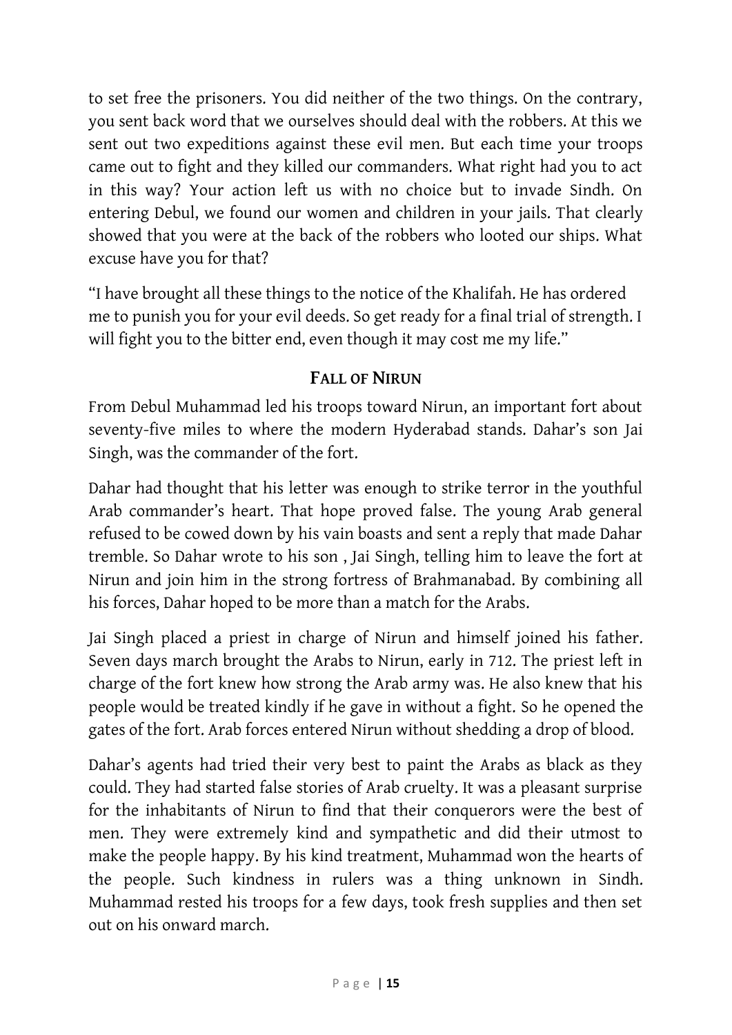to set free the prisoners. You did neither of the two things. On the contrary, you sent back word that we ourselves should deal with the robbers. At this we sent out two expeditions against these evil men. But each time your troops came out to fight and they killed our commanders. What right had you to act in this way? Your action left us with no choice but to invade Sindh. On entering Debul, we found our women and children in your jails. That clearly showed that you were at the back of the robbers who looted our ships. What excuse have you for that?

"I have brought all these things to the notice of the Khalifah. He has ordered me to punish you for your evil deeds. So get ready for a final trial of strength. I will fight you to the bitter end, even though it may cost me my life."

## FALL OF NIRUN

From Debul Muhammad led his troops toward Nirun, an important fort about seventy-five miles to where the modern Hyderabad stands. Dahar's son Jai Singh, was the commander of the fort.

Dahar had thought that his letter was enough to strike terror in the youthful Arab commander's heart. That hope proved false. The young Arab general refused to be cowed down by his vain boasts and sent a reply that made Dahar tremble. So Dahar wrote to his son , Jai Singh, telling him to leave the fort at Nirun and join him in the strong fortress of Brahmanabad. By combining all his forces, Dahar hoped to be more than a match for the Arabs.

Jai Singh placed a priest in charge of Nirun and himself joined his father. Seven days march brought the Arabs to Nirun, early in 712. The priest left in charge of the fort knew how strong the Arab army was. He also knew that his people would be treated kindly if he gave in without a fight. So he opened the gates of the fort. Arab forces entered Nirun without shedding a drop of blood.

Dahar's agents had tried their very best to paint the Arabs as black as they could. They had started false stories of Arab cruelty. It was a pleasant surprise for the inhabitants of Nirun to find that their conquerors were the best of men. They were extremely kind and sympathetic and did their utmost to make the people happy. By his kind treatment, Muhammad won the hearts of the people. Such kindness in rulers was a thing unknown in Sindh. Muhammad rested his troops for a few days, took fresh supplies and then set out on his onward march.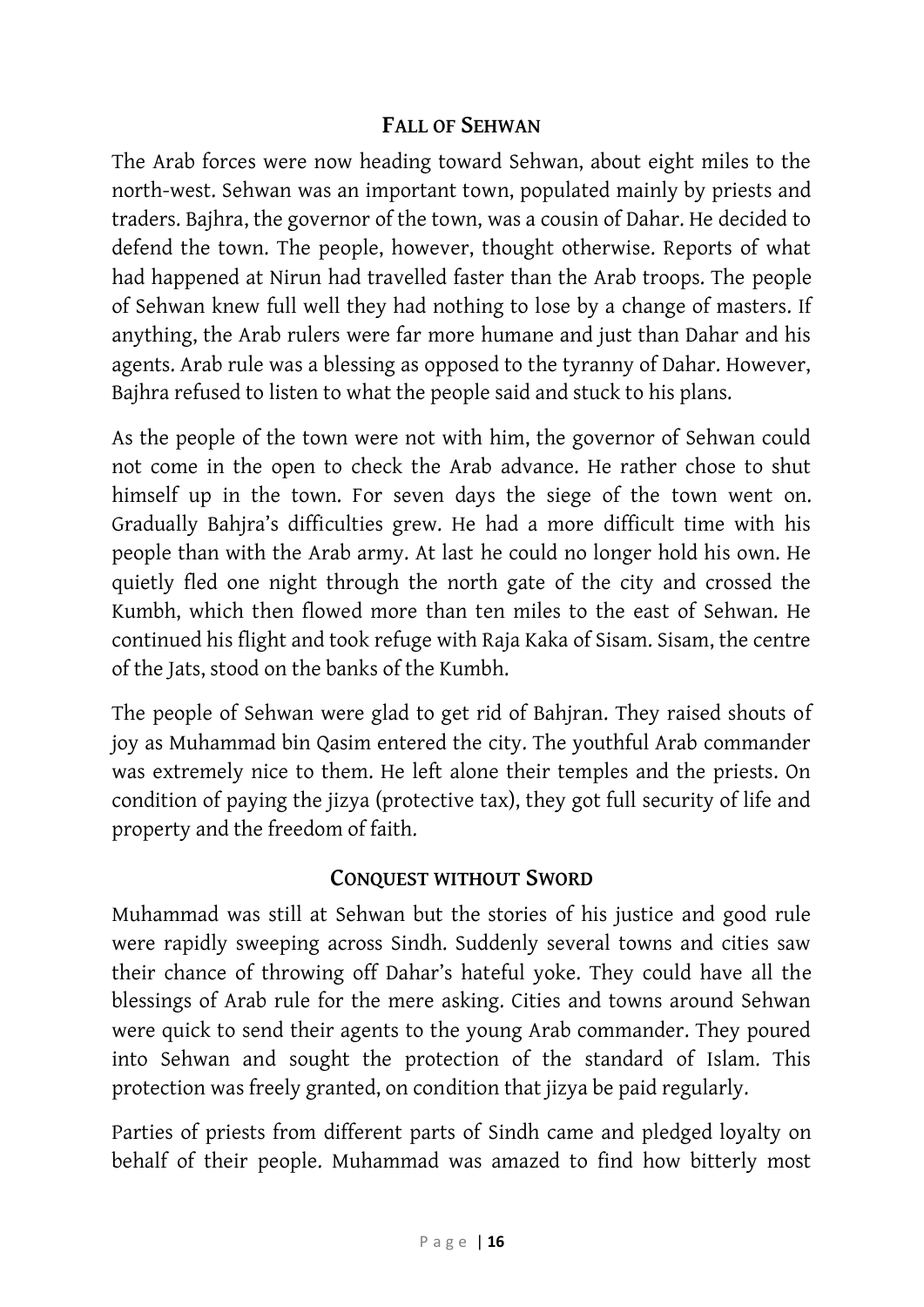## FALL OF SEHWAN

The Arab forces were now heading toward Sehwan, about eight miles to the north-west. Sehwan was an important town, populated mainly by priests and traders. Bajhra, the governor of the town, was a cousin of Dahar. He decided to defend the town. The people, however, thought otherwise. Reports of what had happened at Nirun had travelled faster than the Arab troops. The people of Sehwan knew full well they had nothing to lose by a change of masters. If anything, the Arab rulers were far more humane and just than Dahar and his agents. Arab rule was a blessing as opposed to the tyranny of Dahar. However, Bajhra refused to listen to what the people said and stuck to his plans.

As the people of the town were not with him, the governor of Sehwan could not come in the open to check the Arab advance. He rather chose to shut himself up in the town. For seven days the siege of the town went on. Gradually Bahjra's difficulties grew. He had a more difficult time with his people than with the Arab army. At last he could no longer hold his own. He quietly fled one night through the north gate of the city and crossed the Kumbh, which then flowed more than ten miles to the east of Sehwan. He continued his flight and took refuge with Raja Kaka of Sisam. Sisam, the centre of the Jats, stood on the banks of the Kumbh.

The people of Sehwan were glad to get rid of Bahjran. They raised shouts of joy as Muhammad bin Qasim entered the city. The youthful Arab commander was extremely nice to them. He left alone their temples and the priests. On condition of paying the jizya (protective tax), they got full security of life and property and the freedom of faith.

## CONQUEST WITHOUT SWORD

Muhammad was still at Sehwan but the stories of his justice and good rule were rapidly sweeping across Sindh. Suddenly several towns and cities saw their chance of throwing off Dahar's hateful yoke. They could have all the blessings of Arab rule for the mere asking. Cities and towns around Sehwan were quick to send their agents to the young Arab commander. They poured into Sehwan and sought the protection of the standard of Islam. This protection was freely granted, on condition that jizya be paid regularly.

Parties of priests from different parts of Sindh came and pledged loyalty on behalf of their people. Muhammad was amazed to find how bitterly most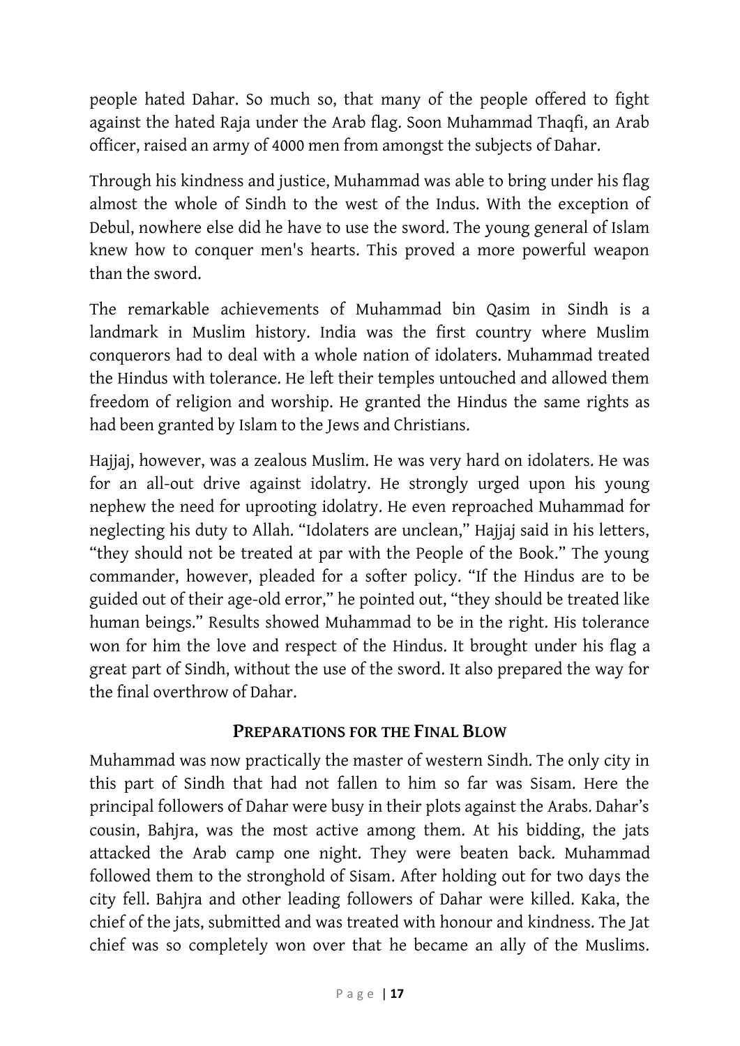people hated Dahar. So much so, that many of the people offered to fight against the hated Raja under the Arab flag. Soon Muhammad Thaqfi, an Arab officer, raised an army of 4000 men from amongst the subjects of Dahar.

Through his kindness and justice, Muhammad was able to bring under his flag almost the whole of Sindh to the west of the Indus. With the exception of Debul, nowhere else did he have to use the sword. The young general of Islam knew how to conquer men's hearts. This proved a more powerful weapon than the sword.

The remarkable achievements of Muhammad bin Qasim in Sindh is a landmark in Muslim history. India was the first country where Muslim conquerors had to deal with a whole nation of idolaters. Muhammad treated the Hindus with tolerance. He left their temples untouched and allowed them freedom of religion and worship. He granted the Hindus the same rights as had been granted by Islam to the Jews and Christians.

Hajjaj, however, was a zealous Muslim. He was very hard on idolaters. He was for an all-out drive against idolatry. He strongly urged upon his young nephew the need for uprooting idolatry. He even reproached Muhammad for neglecting his duty to Allah. "Idolaters are unclean," Hajjaj said in his letters, "they should not be treated at par with the People of the Book." The young commander, however, pleaded for a softer policy. "If the Hindus are to be guided out of their age-old error," he pointed out, "they should be treated like human beings." Results showed Muhammad to be in the right. His tolerance won for him the love and respect of the Hindus. It brought under his flag a great part of Sindh, without the use of the sword. It also prepared the way for the final overthrow of Dahar.

## PREPARATIONS FOR THE FINAL BLOW

Muhammad was now practically the master of western Sindh. The only city in this part of Sindh that had not fallen to him so far was Sisam. Here the principal followers of Dahar were busy in their plots against the Arabs. Dahar's cousin, Bahjra, was the most active among them. At his bidding, the jats attacked the Arab camp one night. They were beaten back. Muhammad followed them to the stronghold of Sisam. After holding out for two days the city fell. Bahjra and other leading followers of Dahar were killed. Kaka, the chief of the jats, submitted and was treated with honour and kindness. The Jat chief was so completely won over that he became an ally of the Muslims.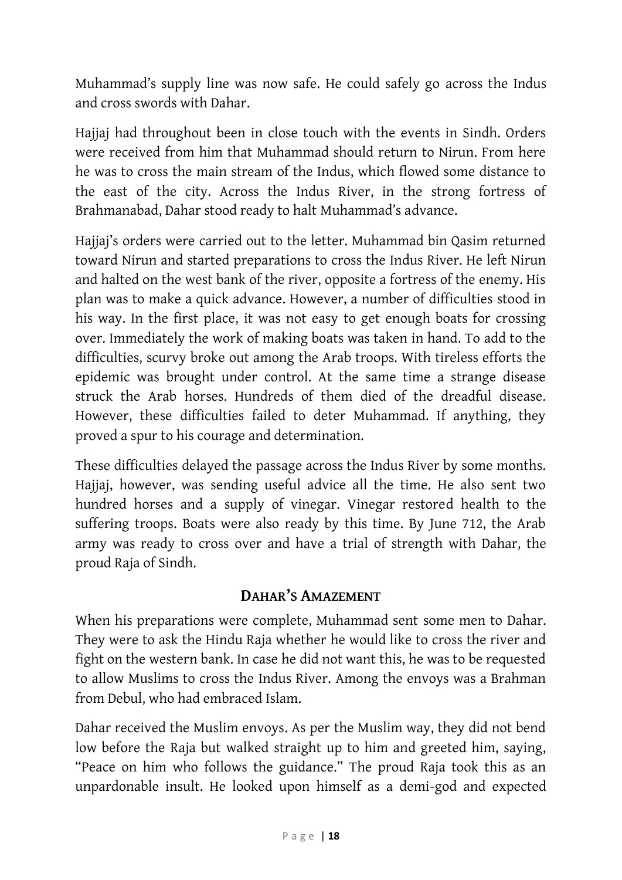Muhammad's supply line was now safe. He could safely go across the Indus and cross swords with Dahar.

Hajjaj had throughout been in close touch with the events in Sindh. Orders were received from him that Muhammad should return to Nirun. From here he was to cross the main stream of the Indus, which flowed some distance to the east of the city. Across the Indus River, in the strong fortress of Brahmanabad, Dahar stood ready to halt Muhammad's advance.

Hajjaj's orders were carried out to the letter. Muhammad bin Qasim returned toward Nirun and started preparations to cross the Indus River. He left Nirun and halted on the west bank of the river, opposite a fortress of the enemy. His plan was to make a quick advance. However, a number of difficulties stood in his way. In the first place, it was not easy to get enough boats for crossing over. Immediately the work of making boats was taken in hand. To add to the difficulties, scurvy broke out among the Arab troops. With tireless efforts the epidemic was brought under control. At the same time a strange disease struck the Arab horses. Hundreds of them died of the dreadful disease. However, these difficulties failed to deter Muhammad. If anything, they proved a spur to his courage and determination.

These difficulties delayed the passage across the Indus River by some months. Hajjaj, however, was sending useful advice all the time. He also sent two hundred horses and a supply of vinegar. Vinegar restored health to the suffering troops. Boats were also ready by this time. By June 712, the Arab army was ready to cross over and have a trial of strength with Dahar, the proud Raja of Sindh.

## Dahar's Amazement

When his preparations were complete, Muhammad sent some men to Dahar. They were to ask the Hindu Raja whether he would like to cross the river and fight on the western bank. In case he did not want this, he was to be requested to allow Muslims to cross the Indus River. Among the envoys was a Brahman from Debul, who had embraced Islam.

Dahar received the Muslim envoys. As per the Muslim way, they did not bend low before the Raja but walked straight up to him and greeted him, saying, "Peace on him who follows the guidance." The proud Raja took this as an unpardonable insult. He looked upon himself as a demi-god and expected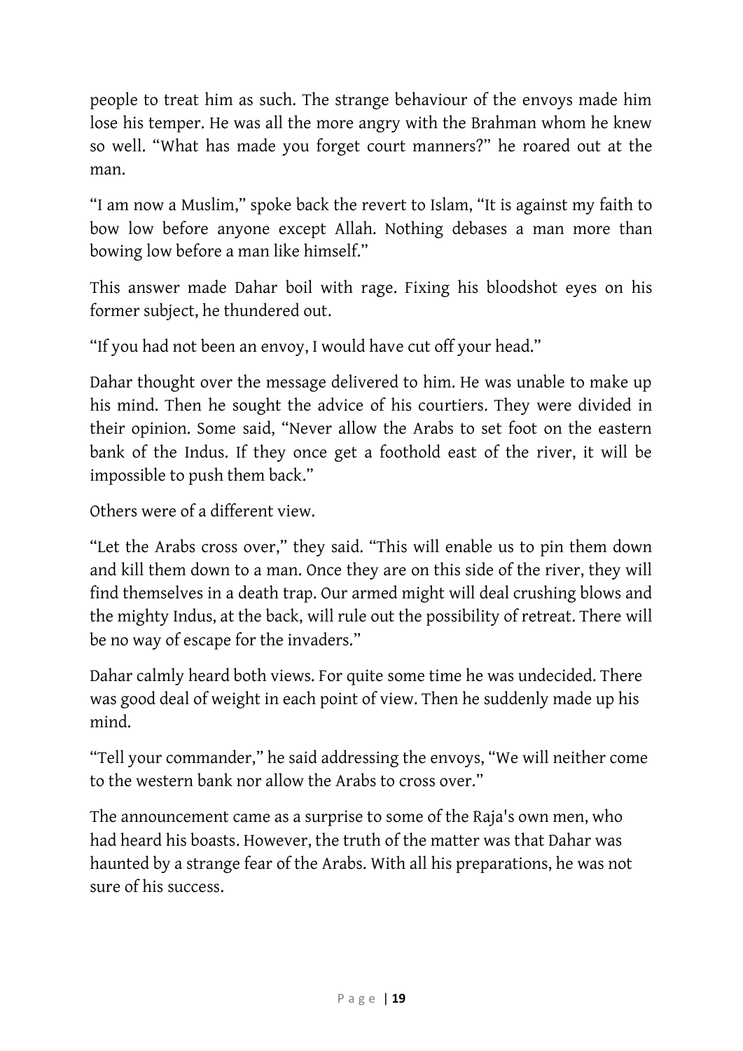people to treat him as such. The strange behaviour of the envoys made him lose his temper. He was all the more angry with the Brahman whom he knew so well. "What has made you forget court manners?" he roared out at the man.

"I am now a Muslim," spoke back the revert to Islam, "It is against my faith to bow low before anyone except Allah. Nothing debases a man more than bowing low before a man like himself."

This answer made Dahar boil with rage. Fixing his bloodshot eyes on his former subject, he thundered out.

"If you had not been an envoy, I would have cut off your head."

Dahar thought over the message delivered to him. He was unable to make up his mind. Then he sought the advice of his courtiers. They were divided in their opinion. Some said, "Never allow the Arabs to set foot on the eastern bank of the Indus. If they once get a foothold east of the river, it will be impossible to push them back."

Others were of a different view.

"Let the Arabs cross over," they said. "This will enable us to pin them down and kill them down to a man. Once they are on this side of the river, they will find themselves in a death trap. Our armed might will deal crushing blows and the mighty Indus, at the back, will rule out the possibility of retreat. There will be no way of escape for the invaders."

Dahar calmly heard both views. For quite some time he was undecided. There was good deal of weight in each point of view. Then he suddenly made up his mind.

"Tell your commander," he said addressing the envoys, "We will neither come to the western bank nor allow the Arabs to cross over."

The announcement came as a surprise to some of the Raja's own men, who had heard his boasts. However, the truth of the matter was that Dahar was haunted by a strange fear of the Arabs. With all his preparations, he was not sure of his success.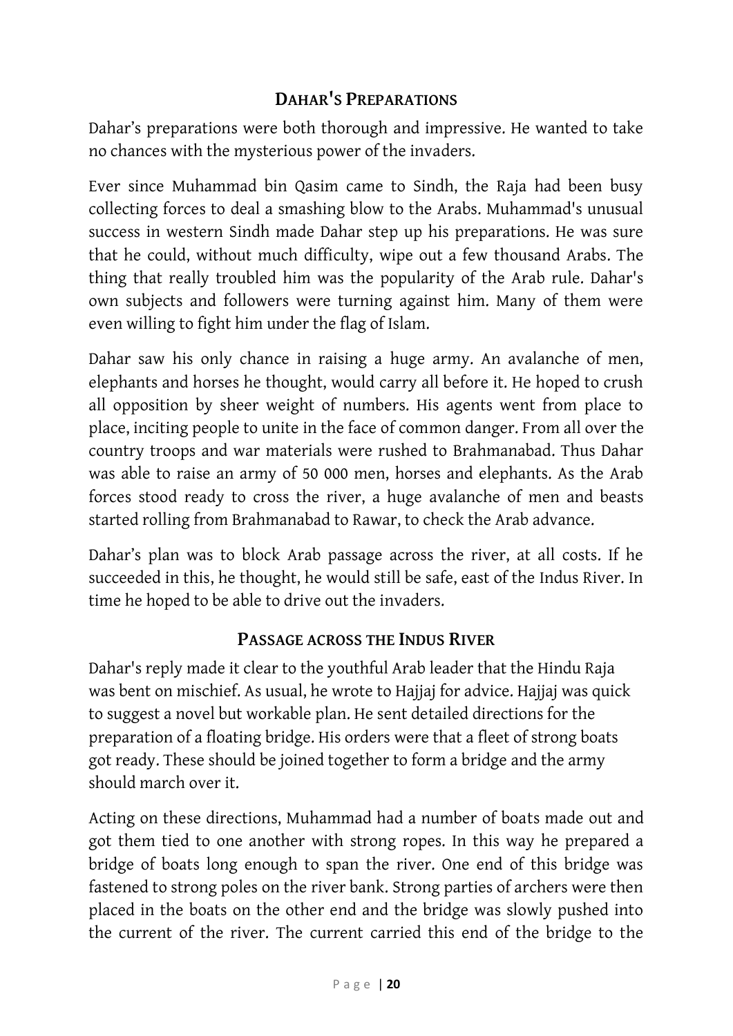## DAHAR'S PREPARATIONS

Dahar's preparations were both thorough and impressive. He wanted to take no chances with the mysterious power of the invaders.

Ever since Muhammad bin Qasim came to Sindh, the Raja had been busy collecting forces to deal a smashing blow to the Arabs. Muhammad's unusual success in western Sindh made Dahar step up his preparations. He was sure that he could, without much difficulty, wipe out a few thousand Arabs. The thing that really troubled him was the popularity of the Arab rule. Dahar's own subjects and followers were turning against him. Many of them were even willing to fight him under the flag of Islam.

Dahar saw his only chance in raising a huge army. An avalanche of men, elephants and horses he thought, would carry all before it. He hoped to crush all opposition by sheer weight of numbers. His agents went from place to place, inciting people to unite in the face of common danger. From all over the country troops and war materials were rushed to Brahmanabad. Thus Dahar was able to raise an army of 50 000 men, horses and elephants. As the Arab forces stood ready to cross the river, a huge avalanche of men and beasts started rolling from Brahmanabad to Rawar, to check the Arab advance.

Dahar's plan was to block Arab passage across the river, at all costs. If he succeeded in this, he thought, he would still be safe, east of the Indus River. In time he hoped to be able to drive out the invaders.

## PASSAGE ACROSS THE INDUS RIVER

Dahar's reply made it clear to the youthful Arab leader that the Hindu Raja was bent on mischief. As usual, he wrote to Hajjaj for advice. Hajjaj was quick to suggest a novel but workable plan. He sent detailed directions for the preparation of a floating bridge. His orders were that a fleet of strong boats got ready. These should be joined together to form a bridge and the army should march over it.

Acting on these directions, Muhammad had a number of boats made out and got them tied to one another with strong ropes. In this way he prepared a bridge of boats long enough to span the river. One end of this bridge was fastened to strong poles on the river bank. Strong parties of archers were then placed in the boats on the other end and the bridge was slowly pushed into the current of the river. The current carried this end of the bridge to the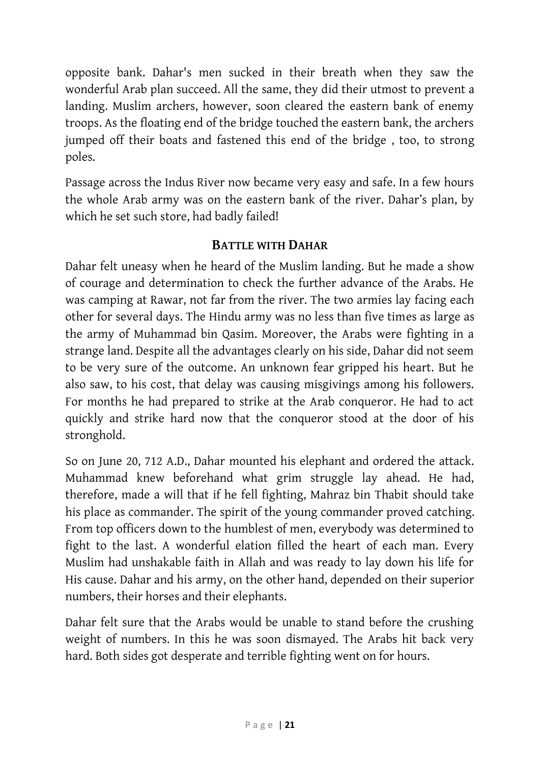opposite bank. Dahar's men sucked in their breath when they saw the wonderful Arab plan succeed. All the same, they did their utmost to prevent a landing. Muslim archers, however, soon cleared the eastern bank of enemy troops. As the floating end of the bridge touched the eastern bank, the archers jumped off their boats and fastened this end of the bridge , too, to strong poles.

Passage across the Indus River now became very easy and safe. In a few hours the whole Arab army was on the eastern bank of the river. Dahar's plan, by which he set such store, had badly failed!

### BATTLE WITH DAHAR

Dahar felt uneasy when he heard of the Muslim landing. But he made a show of courage and determination to check the further advance of the Arabs. He was camping at Rawar, not far from the river. The two armies lay facing each other for several days. The Hindu army was no less than five times as large as the army of Muhammad bin Qasim. Moreover, the Arabs were fighting in a strange land. Despite all the advantages clearly on his side, Dahar did not seem to be very sure of the outcome. An unknown fear gripped his heart. But he also saw, to his cost, that delay was causing misgivings among his followers. For months he had prepared to strike at the Arab conqueror. He had to act quickly and strike hard now that the conqueror stood at the door of his stronghold.

So on June 20, 712 A.D., Dahar mounted his elephant and ordered the attack. Muhammad knew beforehand what grim struggle lay ahead. He had, therefore, made a will that if he fell fighting, Mahraz bin Thabit should take his place as commander. The spirit of the young commander proved catching. From top officers down to the humblest of men, everybody was determined to fight to the last. A wonderful elation filled the heart of each man. Every Muslim had unshakable faith in Allah and was ready to lay down his life for His cause. Dahar and his army, on the other hand, depended on their superior numbers, their horses and their elephants.

Dahar felt sure that the Arabs would be unable to stand before the crushing weight of numbers. In this he was soon dismayed. The Arabs hit back very hard. Both sides got desperate and terrible fighting went on for hours.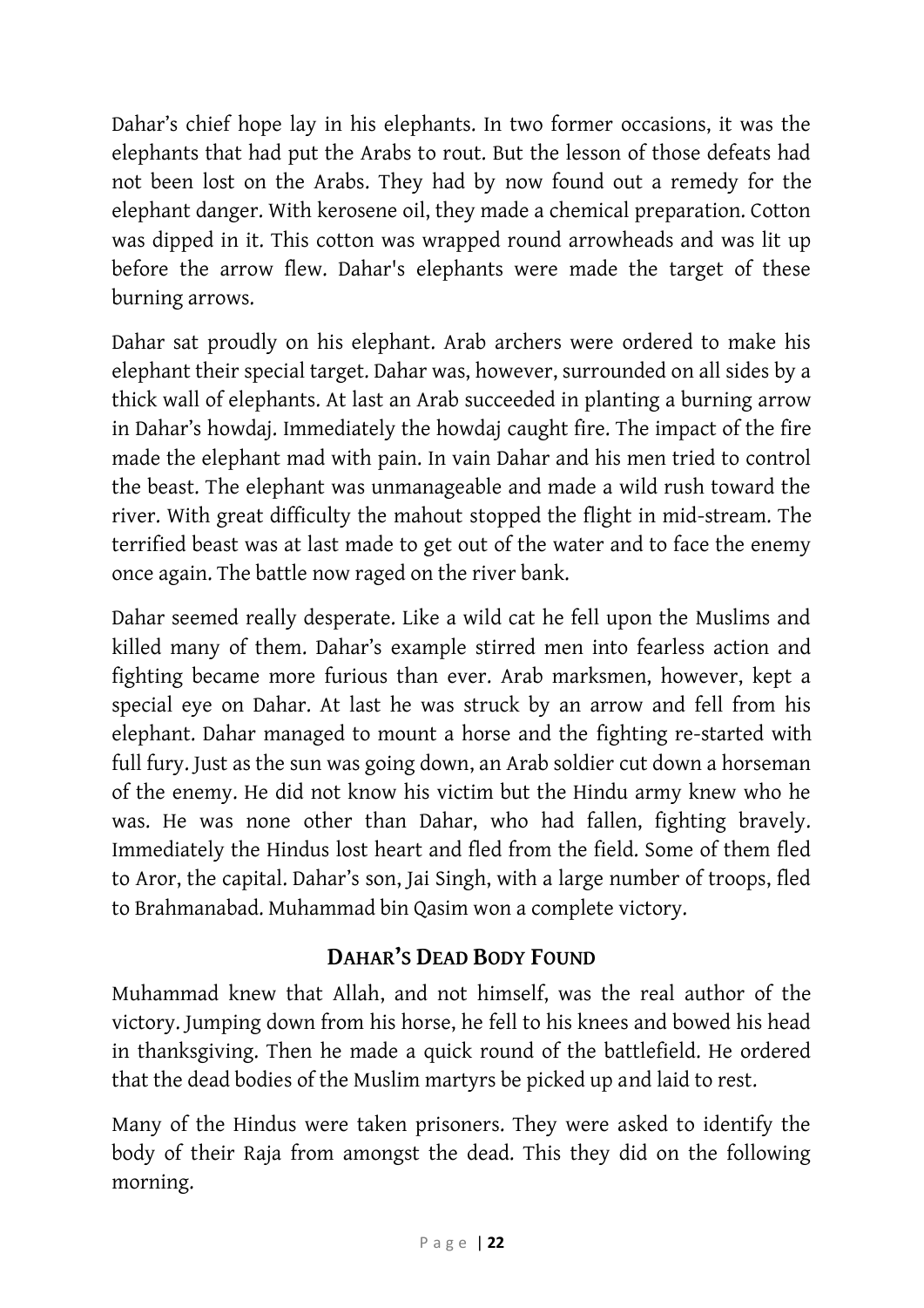Dahar’s chief hope lay in his elephants. In two former occasions, it was the elephants that had put the Arabs to rout. But the lesson of those defeats had not been lost on the Arabs. They had by now found out a remedy for the elephant danger. With kerosene oil, they made a chemical preparation. Cotton was dipped in it. This cotton was wrapped round arrowheads and was lit up before the arrow flew. Dahar's elephants were made the target of these burning arrows.

Dahar sat proudly on his elephant. Arab archers were ordered to make his elephant their special target. Dahar was, however, surrounded on all sides by a thick wall of elephants. At last an Arab succeeded in planting a burning arrow in Dahar’s howdaj. Immediately the howdaj caught fire. The impact of the fire made the elephant mad with pain. In vain Dahar and his men tried to control the beast. The elephant was unmanageable and made a wild rush toward the river. With great difficulty the mahout stopped the flight in mid-stream. The terrified beast was at last made to get out of the water and to face the enemy once again. The battle now raged on the river bank.

Dahar seemed really desperate. Like a wild cat he fell upon the Muslims and killed many of them. Dahar’s example stirred men into fearless action and fighting became more furious than ever. Arab marksmen, however, kept a special eye on Dahar. At last he was struck by an arrow and fell from his elephant. Dahar managed to mount a horse and the fighting re-started with full fury. Just as the sun was going down, an Arab soldier cut down a horseman of the enemy. He did not know his victim but the Hindu army knew who he was. He was none other than Dahar, who had fallen, fighting bravely. Immediately the Hindus lost heart and fled from the field. Some of them fled to Aror, the capital. Dahar’s son, Jai Singh, with a large number of troops, fled to Brahmanabad. Muhammad bin Qasim won a complete victory.

## DAHAR’S DEAD BODY FOUND

Muhammad knew that Allah, and not himself, was the real author of the victory. Jumping down from his horse, he fell to his knees and bowed his head in thanksgiving. Then he made a quick round of the battlefield. He ordered that the dead bodies of the Muslim martyrs be picked up and laid to rest.

Many of the Hindus were taken prisoners. They were asked to identify the body of their Raja from amongst the dead. This they did on the following morning.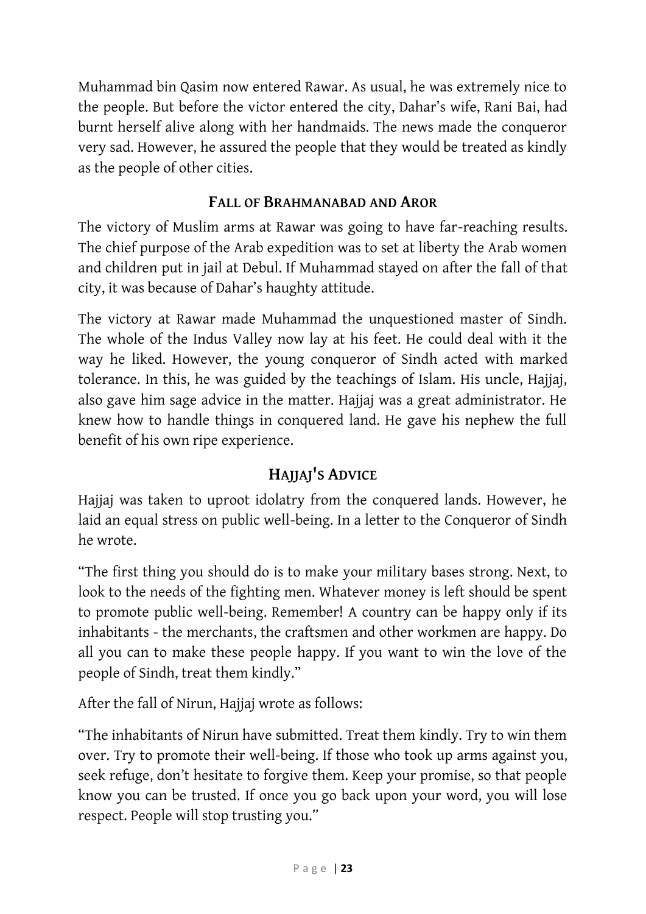Muhammad bin Qasim now entered Rawar. As usual, he was extremely nice to the people. But before the victor entered the city, Dahar's wife, Rani Bai, had burnt herself alive along with her handmaids. The news made the conqueror very sad. However, he assured the people that they would be treated as kindly as the people of other cities.

## FALL OF BRAHMANABAD AND AROR

The victory of Muslim arms at Rawar was going to have far-reaching results. The chief purpose of the Arab expedition was to set at liberty the Arab women and children put in jail at Debul. If Muhammad stayed on after the fall of that city, it was because of Dahar's haughty attitude.

The victory at Rawar made Muhammad the unquestioned master of Sindh. The whole of the Indus Valley now lay at his feet. He could deal with it the way he liked. However, the young conqueror of Sindh acted with marked tolerance. In this, he was guided by the teachings of Islam. His uncle, Hajjaj, also gave him sage advice in the matter. Hajjaj was a great administrator. He knew how to handle things in conquered land. He gave his nephew the full benefit of his own ripe experience.

## HAJJAJ'S ADVICE

Hajjaj was taken to uproot idolatry from the conquered lands. However, he laid an equal stress on public well-being. In a letter to the Conqueror of Sindh he wrote.

"The first thing you should do is to make your military bases strong. Next, to look to the needs of the fighting men. Whatever money is left should be spent to promote public well-being. Remember! A country can be happy only if its inhabitants - the merchants, the craftsmen and other workmen are happy. Do all you can to make these people happy. If you want to win the love of the people of Sindh, treat them kindly."

After the fall of Nirun, Hajjaj wrote as follows:

"The inhabitants of Nirun have submitted. Treat them kindly. Try to win them over. Try to promote their well-being. If those who took up arms against you, seek refuge, don't hesitate to forgive them. Keep your promise, so that people know you can be trusted. If once you go back upon your word, you will lose respect. People will stop trusting you."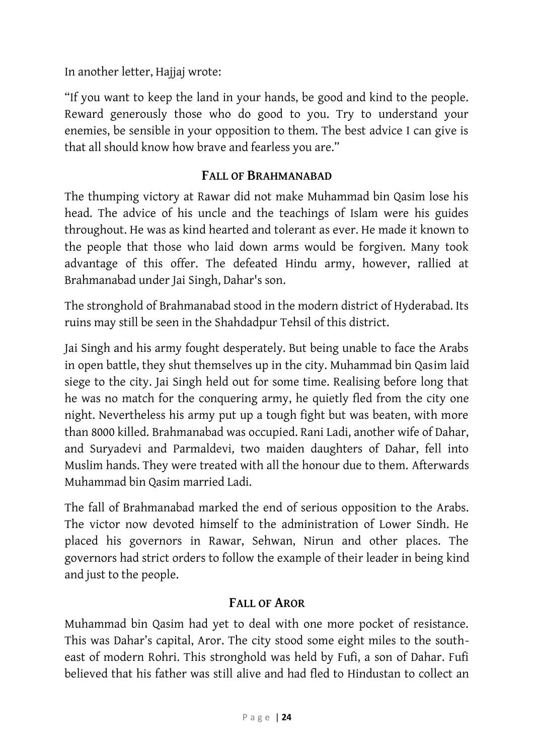In another letter, Hajjaj wrote:

"If you want to keep the land in your hands, be good and kind to the people. Reward generously those who do good to you. Try to understand your enemies, be sensible in your opposition to them. The best advice I can give is that all should know how brave and fearless you are."

## FALL OF BRAHMANABAD

The thumping victory at Rawar did not make Muhammad bin Qasim lose his head. The advice of his uncle and the teachings of Islam were his guides throughout. He was as kind hearted and tolerant as ever. He made it known to the people that those who laid down arms would be forgiven. Many took advantage of this offer. The defeated Hindu army, however, rallied at Brahmanabad under Jai Singh, Dahar's son.

The stronghold of Brahmanabad stood in the modern district of Hyderabad. Its ruins may still be seen in the Shahdadpur Tehsil of this district.

Jai Singh and his army fought desperately. But being unable to face the Arabs in open battle, they shut themselves up in the city. Muhammad bin Qasim laid siege to the city. Jai Singh held out for some time. Realising before long that he was no match for the conquering army, he quietly fled from the city one night. Nevertheless his army put up a tough fight but was beaten, with more than 8000 killed. Brahmanabad was occupied. Rani Ladi, another wife of Dahar, and Suryadevi and Parmaldevi, two maiden daughters of Dahar, fell into Muslim hands. They were treated with all the honour due to them. Afterwards Muhammad bin Qasim married Ladi.

The fall of Brahmanabad marked the end of serious opposition to the Arabs. The victor now devoted himself to the administration of Lower Sindh. He placed his governors in Rawar, Sehwan, Nirun and other places. The governors had strict orders to follow the example of their leader in being kind and just to the people.

## FALL OF AROR

Muhammad bin Qasim had yet to deal with one more pocket of resistance. This was Dahar's capital, Aror. The city stood some eight miles to the south-east of modern Rohri. This stronghold was held by Fufi, a son of Dahar. Fufi believed that his father was still alive and had fled to Hindustan to collect an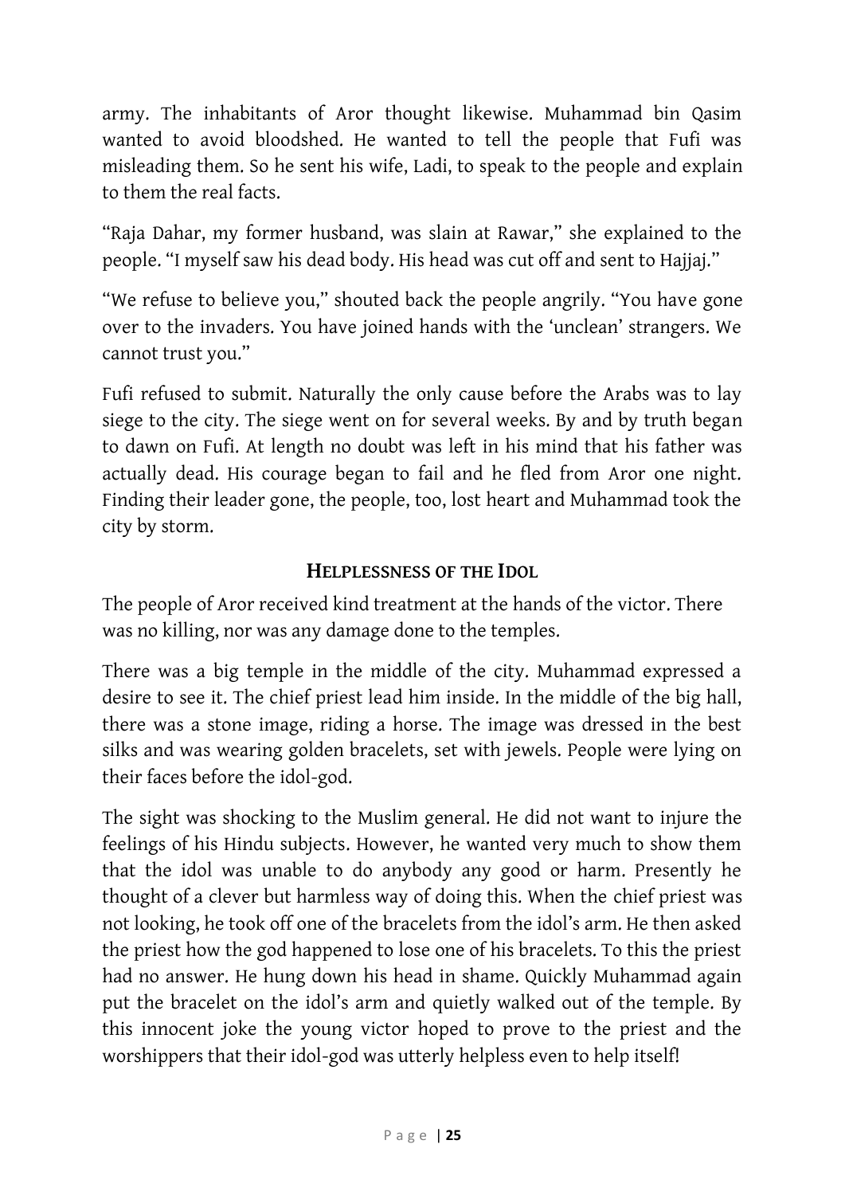army. The inhabitants of Aror thought likewise. Muhammad bin Qasim wanted to avoid bloodshed. He wanted to tell the people that Fufi was misleading them. So he sent his wife, Ladi, to speak to the people and explain to them the real facts.

"Raja Dahar, my former husband, was slain at Rawar," she explained to the people. "I myself saw his dead body. His head was cut off and sent to Hajjaj."

"We refuse to believe you," shouted back the people angrily. "You have gone over to the invaders. You have joined hands with the 'unclean' strangers. We cannot trust you."

Fufi refused to submit. Naturally the only cause before the Arabs was to lay siege to the city. The siege went on for several weeks. By and by truth began to dawn on Fufi. At length no doubt was left in his mind that his father was actually dead. His courage began to fail and he fled from Aror one night. Finding their leader gone, the people, too, lost heart and Muhammad took the city by storm.

## HELPLESSNESS OF THE IDOL

The people of Aror received kind treatment at the hands of the victor. There was no killing, nor was any damage done to the temples.

There was a big temple in the middle of the city. Muhammad expressed a desire to see it. The chief priest lead him inside. In the middle of the big hall, there was a stone image, riding a horse. The image was dressed in the best silks and was wearing golden bracelets, set with jewels. People were lying on their faces before the idol-god.

The sight was shocking to the Muslim general. He did not want to injure the feelings of his Hindu subjects. However, he wanted very much to show them that the idol was unable to do anybody any good or harm. Presently he thought of a clever but harmless way of doing this. When the chief priest was not looking, he took off one of the bracelets from the idol's arm. He then asked the priest how the god happened to lose one of his bracelets. To this the priest had no answer. He hung down his head in shame. Quickly Muhammad again put the bracelet on the idol's arm and quietly walked out of the temple. By this innocent joke the young victor hoped to prove to the priest and the worshippers that their idol-god was utterly helpless even to help itself!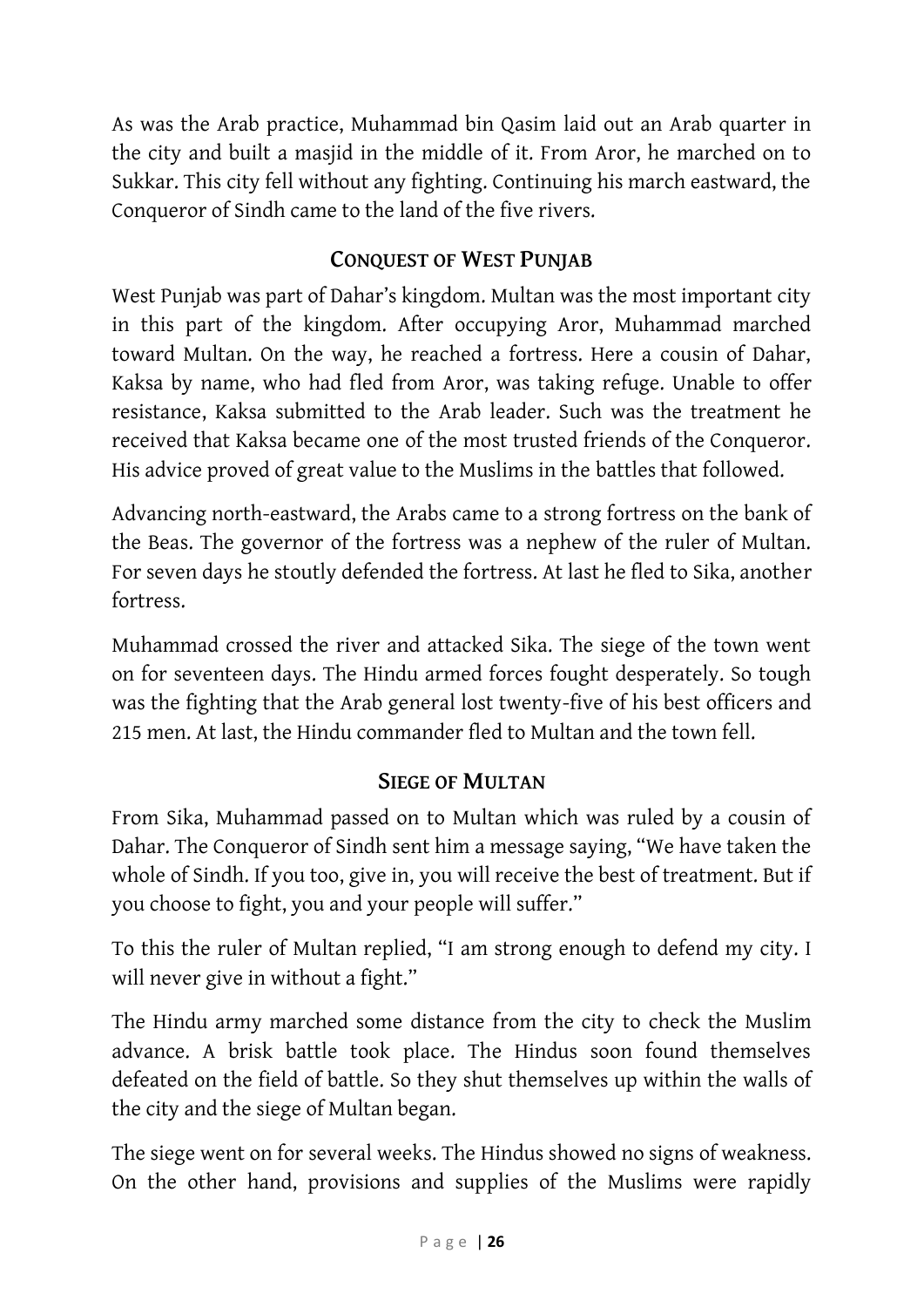As was the Arab practice, Muhammad bin Qasim laid out an Arab quarter in the city and built a masjid in the middle of it. From Aror, he marched on to Sukkar. This city fell without any fighting. Continuing his march eastward, the Conqueror of Sindh came to the land of the five rivers.

## CONQUEST OF WEST PUNJAB

West Punjab was part of Dahar's kingdom. Multan was the most important city in this part of the kingdom. After occupying Aror, Muhammad marched toward Multan. On the way, he reached a fortress. Here a cousin of Dahar, Kaksa by name, who had fled from Aror, was taking refuge. Unable to offer resistance, Kaksa submitted to the Arab leader. Such was the treatment he received that Kaksa became one of the most trusted friends of the Conqueror. His advice proved of great value to the Muslims in the battles that followed.

Advancing north-eastward, the Arabs came to a strong fortress on the bank of the Beas. The governor of the fortress was a nephew of the ruler of Multan. For seven days he stoutly defended the fortress. At last he fled to Sika, another fortress.

Muhammad crossed the river and attacked Sika. The siege of the town went on for seventeen days. The Hindu armed forces fought desperately. So tough was the fighting that the Arab general lost twenty-five of his best officers and 215 men. At last, the Hindu commander fled to Multan and the town fell.

## SIEGE OF MULTAN

From Sika, Muhammad passed on to Multan which was ruled by a cousin of Dahar. The Conqueror of Sindh sent him a message saying, "We have taken the whole of Sindh. If you too, give in, you will receive the best of treatment. But if you choose to fight, you and your people will suffer."

To this the ruler of Multan replied, "I am strong enough to defend my city. I will never give in without a fight."

The Hindu army marched some distance from the city to check the Muslim advance. A brisk battle took place. The Hindus soon found themselves defeated on the field of battle. So they shut themselves up within the walls of the city and the siege of Multan began.

The siege went on for several weeks. The Hindus showed no signs of weakness. On the other hand, provisions and supplies of the Muslims were rapidly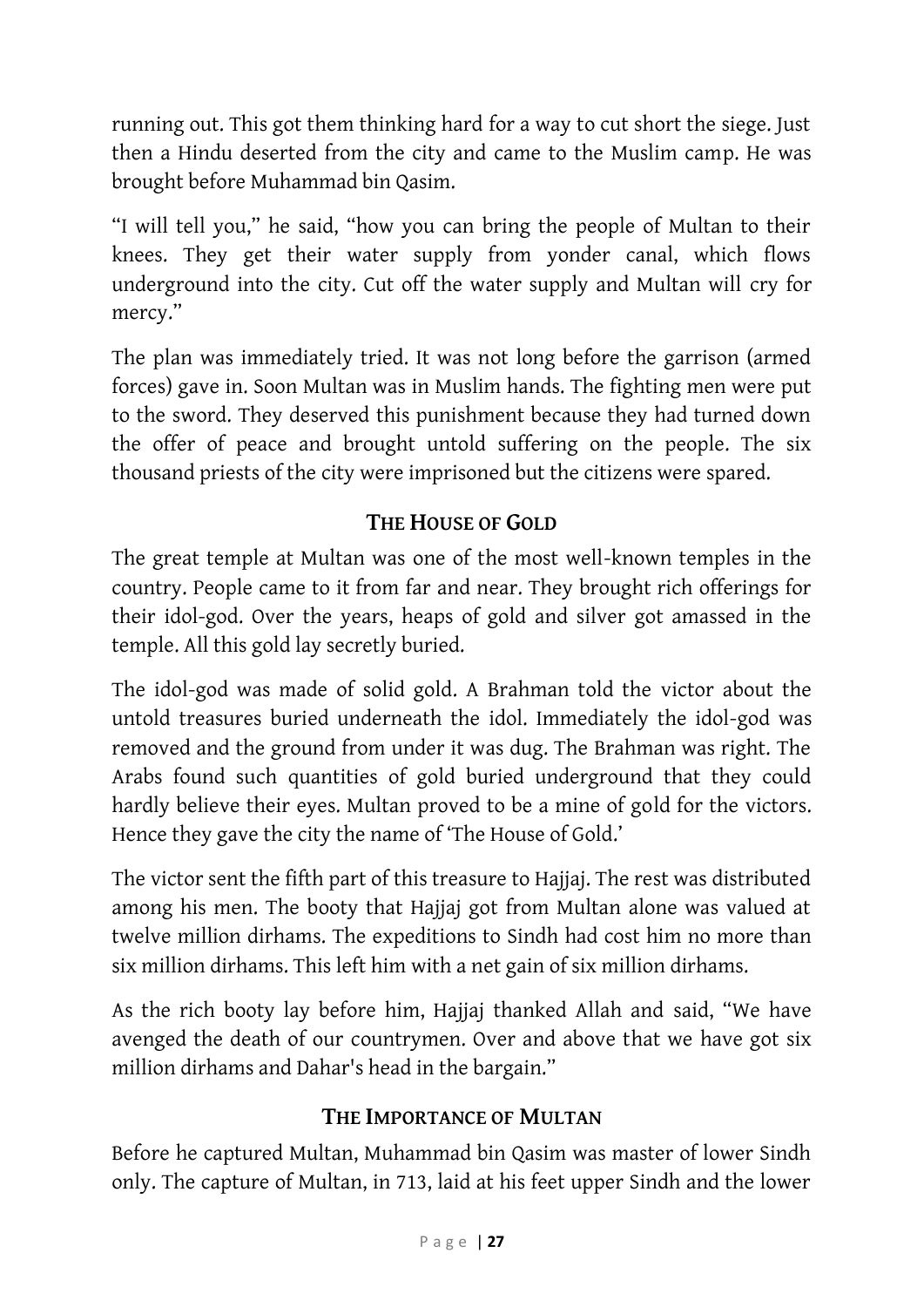running out. This got them thinking hard for a way to cut short the siege. Just then a Hindu deserted from the city and came to the Muslim camp. He was brought before Muhammad bin Qasim.

"I will tell you," he said, "how you can bring the people of Multan to their knees. They get their water supply from yonder canal, which flows underground into the city. Cut off the water supply and Multan will cry for mercy."

The plan was immediately tried. It was not long before the garrison (armed forces) gave in. Soon Multan was in Muslim hands. The fighting men were put to the sword. They deserved this punishment because they had turned down the offer of peace and brought untold suffering on the people. The six thousand priests of the city were imprisoned but the citizens were spared.

## THE HOUSE OF GOLD

The great temple at Multan was one of the most well-known temples in the country. People came to it from far and near. They brought rich offerings for their idol-god. Over the years, heaps of gold and silver got amassed in the temple. All this gold lay secretly buried.

The idol-god was made of solid gold. A Brahman told the victor about the untold treasures buried underneath the idol. Immediately the idol-god was removed and the ground from under it was dug. The Brahman was right. The Arabs found such quantities of gold buried underground that they could hardly believe their eyes. Multan proved to be a mine of gold for the victors. Hence they gave the city the name of 'The House of Gold.'

The victor sent the fifth part of this treasure to Hajjaj. The rest was distributed among his men. The booty that Hajjaj got from Multan alone was valued at twelve million dirhams. The expeditions to Sindh had cost him no more than six million dirhams. This left him with a net gain of six million dirhams.

As the rich booty lay before him, Hajjaj thanked Allah and said, "We have avenged the death of our countrymen. Over and above that we have got six million dirhams and Dahar's head in the bargain."

## THE IMPORTANCE OF MULTAN

Before he captured Multan, Muhammad bin Qasim was master of lower Sindh only. The capture of Multan, in 713, laid at his feet upper Sindh and the lower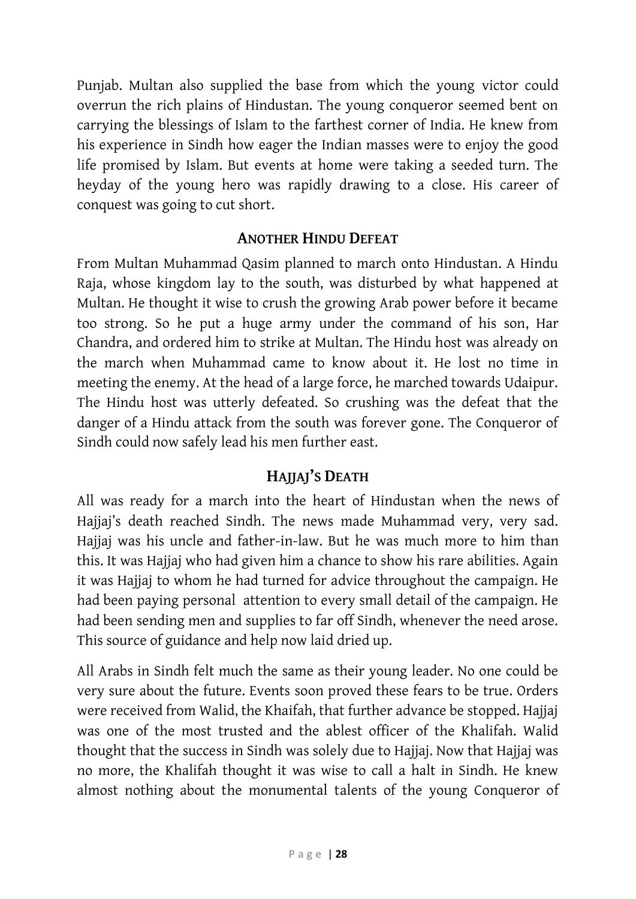Punjab. Multan also supplied the base from which the young victor could overrun the rich plains of Hindustan. The young conqueror seemed bent on carrying the blessings of Islam to the farthest corner of India. He knew from his experience in Sindh how eager the Indian masses were to enjoy the good life promised by Islam. But events at home were taking a seeded turn. The heyday of the young hero was rapidly drawing to a close. His career of conquest was going to cut short.

## ANOTHER HINDU DEFEAT

From Multan Muhammad Qasim planned to march onto Hindustan. A Hindu Raja, whose kingdom lay to the south, was disturbed by what happened at Multan. He thought it wise to crush the growing Arab power before it became too strong. So he put a huge army under the command of his son, Har Chandra, and ordered him to strike at Multan. The Hindu host was already on the march when Muhammad came to know about it. He lost no time in meeting the enemy. At the head of a large force, he marched towards Udaipur. The Hindu host was utterly defeated. So crushing was the defeat that the danger of a Hindu attack from the south was forever gone. The Conqueror of Sindh could now safely lead his men further east.

## HAJJAJ'S DEATH

All was ready for a march into the heart of Hindustan when the news of Hajjaj's death reached Sindh. The news made Muhammad very, very sad. Hajjaj was his uncle and father-in-law. But he was much more to him than this. It was Hajjaj who had given him a chance to show his rare abilities. Again it was Hajjaj to whom he had turned for advice throughout the campaign. He had been paying personal attention to every small detail of the campaign. He had been sending men and supplies to far off Sindh, whenever the need arose. This source of guidance and help now laid dried up.

All Arabs in Sindh felt much the same as their young leader. No one could be very sure about the future. Events soon proved these fears to be true. Orders were received from Walid, the Khaifah, that further advance be stopped. Hajjaj was one of the most trusted and the ablest officer of the Khalifah. Walid thought that the success in Sindh was solely due to Hajjaj. Now that Hajjaj was no more, the Khalifah thought it was wise to call a halt in Sindh. He knew almost nothing about the monumental talents of the young Conqueror of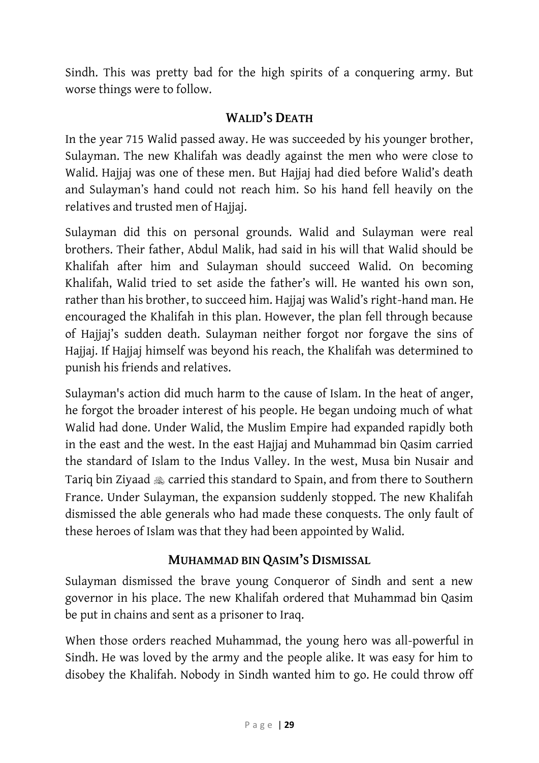Sindh. This was pretty bad for the high spirits of a conquering army. But worse things were to follow.

## WALID'S DEATH

In the year 715 Walid passed away. He was succeeded by his younger brother, Sulayman. The new Khalifah was deadly against the men who were close to Walid. Hajjaj was one of these men. But Hajjaj had died before Walid's death and Sulayman's hand could not reach him. So his hand fell heavily on the relatives and trusted men of Hajjaj.

Sulayman did this on personal grounds. Walid and Sulayman were real brothers. Their father, Abdul Malik, had said in his will that Walid should be Khalifah after him and Sulayman should succeed Walid. On becoming Khalifah, Walid tried to set aside the father's will. He wanted his own son, rather than his brother, to succeed him. Hajjaj was Walid's right-hand man. He encouraged the Khalifah in this plan. However, the plan fell through because of Hajjaj's sudden death. Sulayman neither forgot nor forgave the sins of Hajjaj. If Hajjaj himself was beyond his reach, the Khalifah was determined to punish his friends and relatives.

Sulayman's action did much harm to the cause of Islam. In the heat of anger, he forgot the broader interest of his people. He began undoing much of what Walid had done. Under Walid, the Muslim Empire had expanded rapidly both in the east and the west. In the east Hajjaj and Muhammad bin Qasim carried the standard of Islam to the Indus Valley. In the west, Musa bin Nusair and Tariq bin Ziyaad ؒ carried this standard to Spain, and from there to Southern France. Under Sulayman, the expansion suddenly stopped. The new Khalifah dismissed the able generals who had made these conquests. The only fault of these heroes of Islam was that they had been appointed by Walid.

## MUHAMMAD BIN QASIM'S DISMISSAL

Sulayman dismissed the brave young Conqueror of Sindh and sent a new governor in his place. The new Khalifah ordered that Muhammad bin Qasim be put in chains and sent as a prisoner to Iraq.

When those orders reached Muhammad, the young hero was all-powerful in Sindh. He was loved by the army and the people alike. It was easy for him to disobey the Khalifah. Nobody in Sindh wanted him to go. He could throw off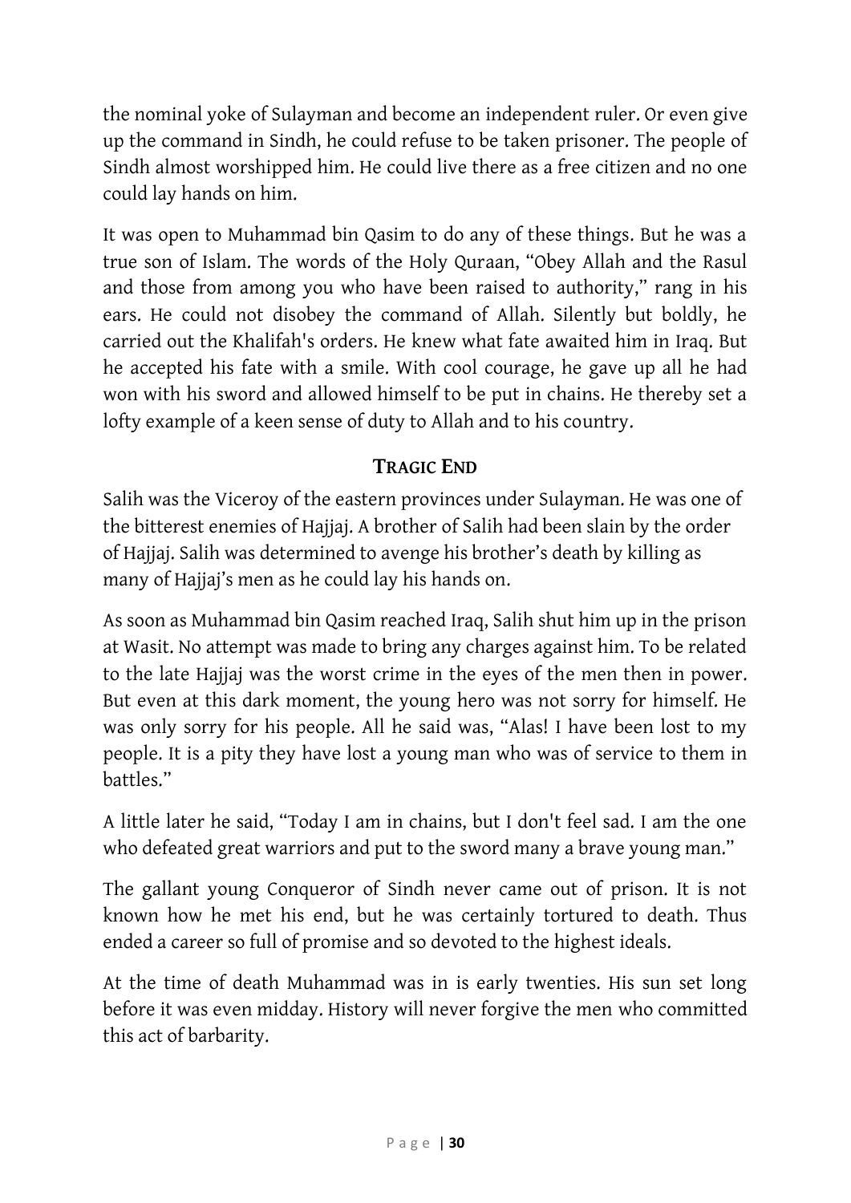the nominal yoke of Sulayman and become an independent ruler. Or even give up the command in Sindh, he could refuse to be taken prisoner. The people of Sindh almost worshipped him. He could live there as a free citizen and no one could lay hands on him.

It was open to Muhammad bin Qasim to do any of these things. But he was a true son of Islam. The words of the Holy Quraan, "Obey Allah and the Rasul and those from among you who have been raised to authority," rang in his ears. He could not disobey the command of Allah. Silently but boldly, he carried out the Khalifah's orders. He knew what fate awaited him in Iraq. But he accepted his fate with a smile. With cool courage, he gave up all he had won with his sword and allowed himself to be put in chains. He thereby set a lofty example of a keen sense of duty to Allah and to his country.

## TRAGIC END

Salih was the Viceroy of the eastern provinces under Sulayman. He was one of the bitterest enemies of Hajjaj. A brother of Salih had been slain by the order of Hajjaj. Salih was determined to avenge his brother's death by killing as many of Hajjaj's men as he could lay his hands on.

As soon as Muhammad bin Qasim reached Iraq, Salih shut him up in the prison at Wasit. No attempt was made to bring any charges against him. To be related to the late Hajjaj was the worst crime in the eyes of the men then in power. But even at this dark moment, the young hero was not sorry for himself. He was only sorry for his people. All he said was, "Alas! I have been lost to my people. It is a pity they have lost a young man who was of service to them in battles."

A little later he said, "Today I am in chains, but I don't feel sad. I am the one who defeated great warriors and put to the sword many a brave young man."

The gallant young Conqueror of Sindh never came out of prison. It is not known how he met his end, but he was certainly tortured to death. Thus ended a career so full of promise and so devoted to the highest ideals.

At the time of death Muhammad was in is early twenties. His sun set long before it was even midday. History will never forgive the men who committed this act of barbarity.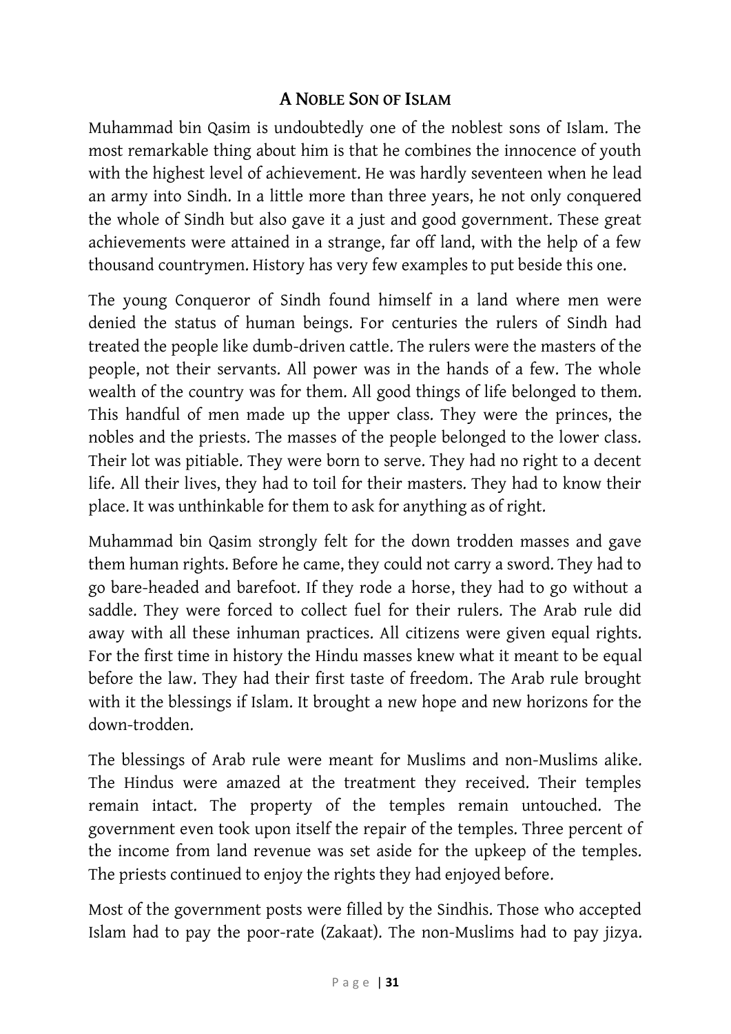## A Noble Son of Islam

Muhammad bin Qasim is undoubtedly one of the noblest sons of Islam. The most remarkable thing about him is that he combines the innocence of youth with the highest level of achievement. He was hardly seventeen when he lead an army into Sindh. In a little more than three years, he not only conquered the whole of Sindh but also gave it a just and good government. These great achievements were attained in a strange, far off land, with the help of a few thousand countrymen. History has very few examples to put beside this one.

The young Conqueror of Sindh found himself in a land where men were denied the status of human beings. For centuries the rulers of Sindh had treated the people like dumb-driven cattle. The rulers were the masters of the people, not their servants. All power was in the hands of a few. The whole wealth of the country was for them. All good things of life belonged to them. This handful of men made up the upper class. They were the princes, the nobles and the priests. The masses of the people belonged to the lower class. Their lot was pitiable. They were born to serve. They had no right to a decent life. All their lives, they had to toil for their masters. They had to know their place. It was unthinkable for them to ask for anything as of right.

Muhammad bin Qasim strongly felt for the down trodden masses and gave them human rights. Before he came, they could not carry a sword. They had to go bare-headed and barefoot. If they rode a horse, they had to go without a saddle. They were forced to collect fuel for their rulers. The Arab rule did away with all these inhuman practices. All citizens were given equal rights. For the first time in history the Hindu masses knew what it meant to be equal before the law. They had their first taste of freedom. The Arab rule brought with it the blessings if Islam. It brought a new hope and new horizons for the down-trodden.

The blessings of Arab rule were meant for Muslims and non-Muslims alike. The Hindus were amazed at the treatment they received. Their temples remain intact. The property of the temples remain untouched. The government even took upon itself the repair of the temples. Three percent of the income from land revenue was set aside for the upkeep of the temples. The priests continued to enjoy the rights they had enjoyed before.

Most of the government posts were filled by the Sindhis. Those who accepted Islam had to pay the poor-rate (Zakaat). The non-Muslims had to pay jizya.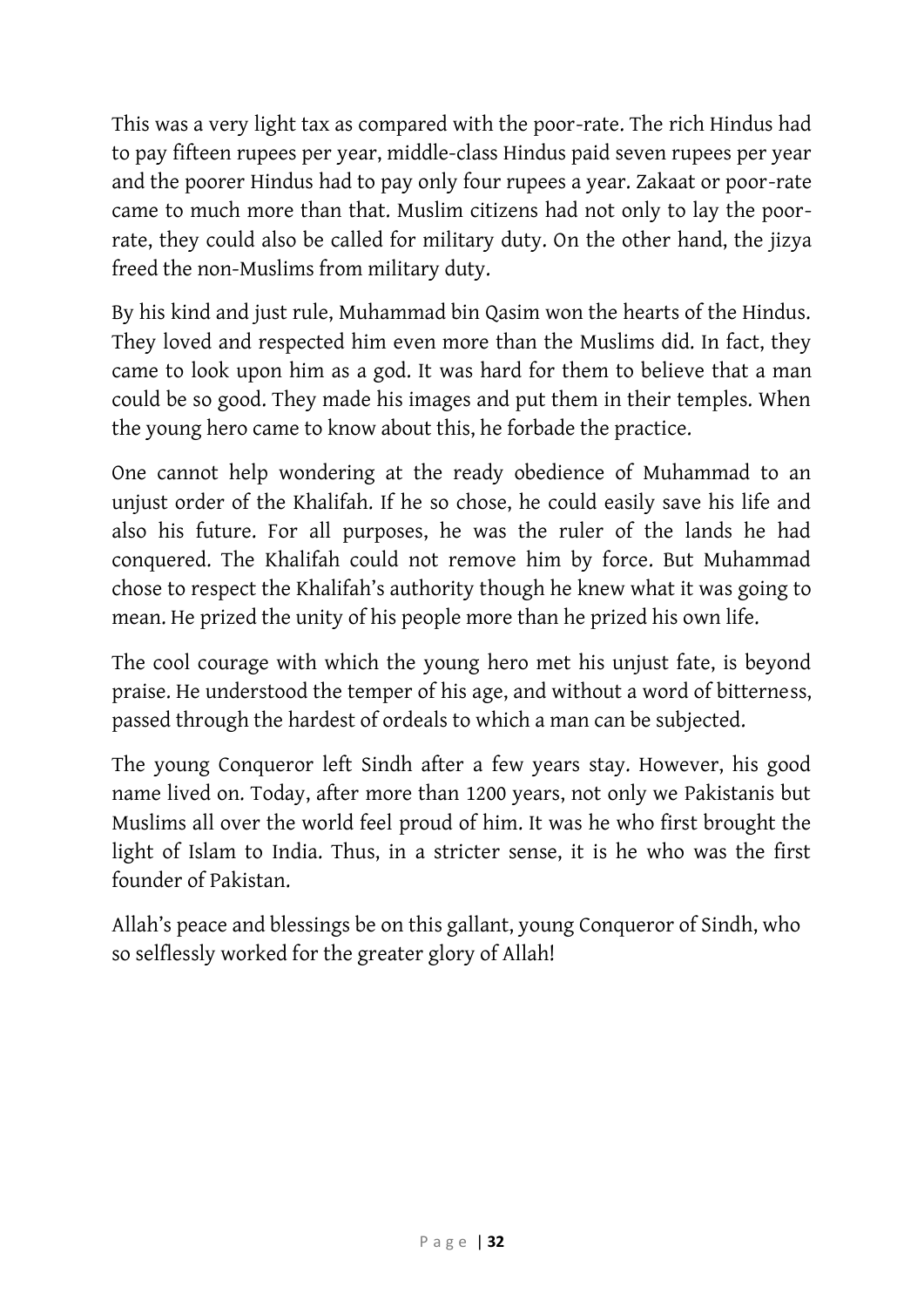This was a very light tax as compared with the poor-rate. The rich Hindus had to pay fifteen rupees per year, middle-class Hindus paid seven rupees per year and the poorer Hindus had to pay only four rupees a year. Zakaat or poor-rate came to much more than that. Muslim citizens had not only to lay the poor-rate, they could also be called for military duty. On the other hand, the jizya freed the non-Muslims from military duty.

By his kind and just rule, Muhammad bin Qasim won the hearts of the Hindus. They loved and respected him even more than the Muslims did. In fact, they came to look upon him as a god. It was hard for them to believe that a man could be so good. They made his images and put them in their temples. When the young hero came to know about this, he forbade the practice.

One cannot help wondering at the ready obedience of Muhammad to an unjust order of the Khalifah. If he so chose, he could easily save his life and also his future. For all purposes, he was the ruler of the lands he had conquered. The Khalifah could not remove him by force. But Muhammad chose to respect the Khalifah's authority though he knew what it was going to mean. He prized the unity of his people more than he prized his own life.

The cool courage with which the young hero met his unjust fate, is beyond praise. He understood the temper of his age, and without a word of bitterness, passed through the hardest of ordeals to which a man can be subjected.

The young Conqueror left Sindh after a few years stay. However, his good name lived on. Today, after more than 1200 years, not only we Pakistanis but Muslims all over the world feel proud of him. It was he who first brought the light of Islam to India. Thus, in a stricter sense, it is he who was the first founder of Pakistan.

Allah's peace and blessings be on this gallant, young Conqueror of Sindh, who so selflessly worked for the greater glory of Allah!